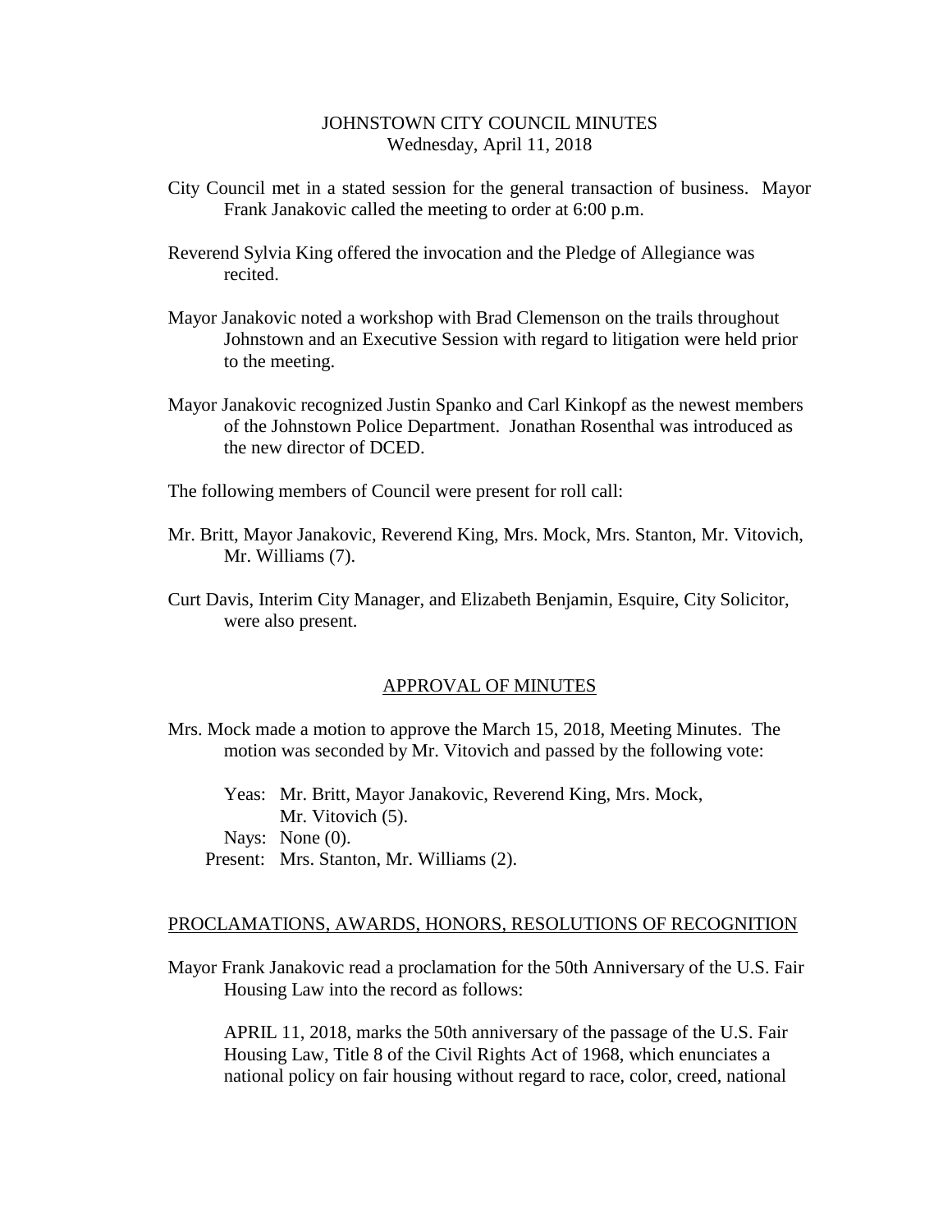# JOHNSTOWN CITY COUNCIL MINUTES

Wednesday, April 11, 2018

City Council met in a stated session for the general transaction of business. Mayor Frank Janakovic called the meeting to order at 6:00 p.m.

Reverend Sylvia King offered the invocation and the Pledge of Allegiance was recited.

Mayor Janakovic noted a workshop with Brad Clemenson on the trails throughout Johnstown and an Executive Session with regard to litigation were held prior to the meeting.

Mayor Janakovic recognized Justin Spanko and Carl Kinkopf as the newest members of the Johnstown Police Department. Jonathan Rosenthal was introduced as the new director of DCED.

The following members of Council were present for roll call:

Mr. Britt, Mayor Janakovic, Reverend King, Mrs. Mock, Mrs. Stanton, Mr. Vitovich, Mr. Williams (7).

Curt Davis, Interim City Manager, and Elizabeth Benjamin, Esquire, City Solicitor, were also present.

## APPROVAL OF MINUTES

Mrs. Mock made a motion to approve the March 15, 2018, Meeting Minutes. The motion was seconded by Mr. Vitovich and passed by the following vote:

Yeas: Mr. Britt, Mayor Janakovic, Reverend King, Mrs. Mock, Mr. Vitovich (5).
Nays: None (0).
Present: Mrs. Stanton, Mr. Williams (2).

## PROCLAMATIONS, AWARDS, HONORS, RESOLUTIONS OF RECOGNITION

Mayor Frank Janakovic read a proclamation for the 50th Anniversary of the U.S. Fair Housing Law into the record as follows:

APRIL 11, 2018, marks the 50th anniversary of the passage of the U.S. Fair Housing Law, Title 8 of the Civil Rights Act of 1968, which enunciates a national policy on fair housing without regard to race, color, creed, national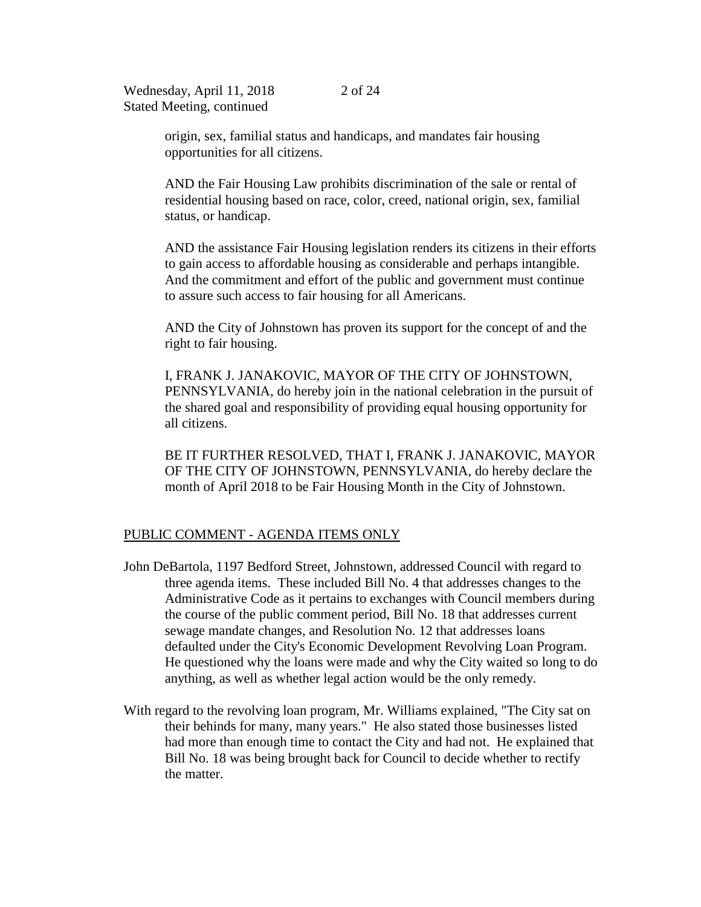origin, sex, familial status and handicaps, and mandates fair housing opportunities for all citizens.

AND the Fair Housing Law prohibits discrimination of the sale or rental of residential housing based on race, color, creed, national origin, sex, familial status, or handicap.

AND the assistance Fair Housing legislation renders its citizens in their efforts to gain access to affordable housing as considerable and perhaps intangible. And the commitment and effort of the public and government must continue to assure such access to fair housing for all Americans.

AND the City of Johnstown has proven its support for the concept of and the right to fair housing.

I, FRANK J. JANAKOVIC, MAYOR OF THE CITY OF JOHNSTOWN, PENNSYLVANIA, do hereby join in the national celebration in the pursuit of the shared goal and responsibility of providing equal housing opportunity for all citizens.

BE IT FURTHER RESOLVED, THAT I, FRANK J. JANAKOVIC, MAYOR OF THE CITY OF JOHNSTOWN, PENNSYLVANIA, do hereby declare the month of April 2018 to be Fair Housing Month in the City of Johnstown.

## PUBLIC COMMENT - AGENDA ITEMS ONLY

John DeBartola, 1197 Bedford Street, Johnstown, addressed Council with regard to three agenda items. These included Bill No. 4 that addresses changes to the Administrative Code as it pertains to exchanges with Council members during the course of the public comment period, Bill No. 18 that addresses current sewage mandate changes, and Resolution No. 12 that addresses loans defaulted under the City's Economic Development Revolving Loan Program. He questioned why the loans were made and why the City waited so long to do anything, as well as whether legal action would be the only remedy.

With regard to the revolving loan program, Mr. Williams explained, "The City sat on their behinds for many, many years." He also stated those businesses listed had more than enough time to contact the City and had not. He explained that Bill No. 18 was being brought back for Council to decide whether to rectify the matter.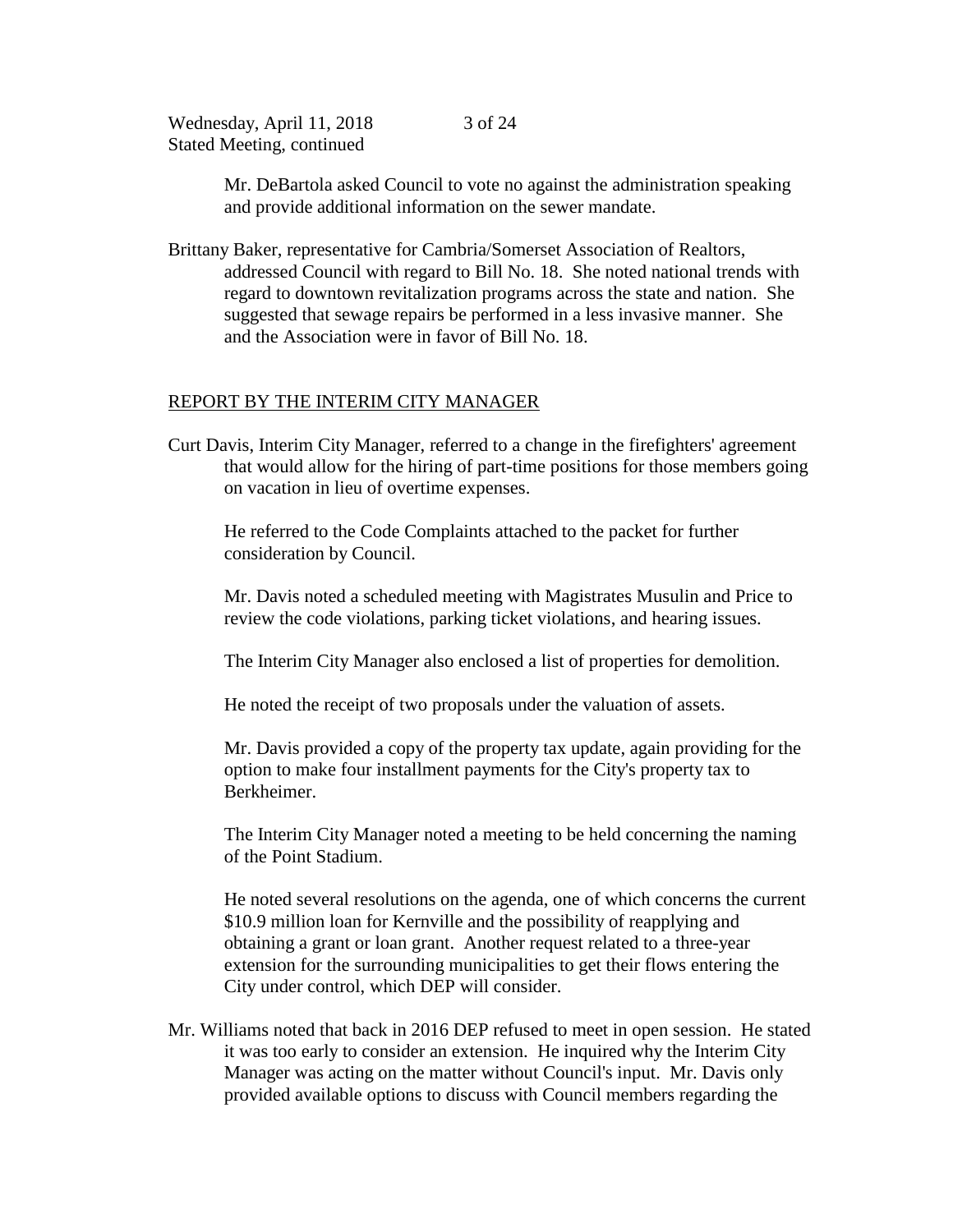Mr. DeBartola asked Council to vote no against the administration speaking and provide additional information on the sewer mandate.

Brittany Baker, representative for Cambria/Somerset Association of Realtors, addressed Council with regard to Bill No. 18. She noted national trends with regard to downtown revitalization programs across the state and nation. She suggested that sewage repairs be performed in a less invasive manner. She and the Association were in favor of Bill No. 18.

## REPORT BY THE INTERIM CITY MANAGER

Curt Davis, Interim City Manager, referred to a change in the firefighters' agreement that would allow for the hiring of part-time positions for those members going on vacation in lieu of overtime expenses.

He referred to the Code Complaints attached to the packet for further consideration by Council.

Mr. Davis noted a scheduled meeting with Magistrates Musulin and Price to review the code violations, parking ticket violations, and hearing issues.

The Interim City Manager also enclosed a list of properties for demolition.

He noted the receipt of two proposals under the valuation of assets.

Mr. Davis provided a copy of the property tax update, again providing for the option to make four installment payments for the City's property tax to Berkheimer.

The Interim City Manager noted a meeting to be held concerning the naming of the Point Stadium.

He noted several resolutions on the agenda, one of which concerns the current $10.9 million loan for Kernville and the possibility of reapplying and obtaining a grant or loan grant. Another request related to a three-year extension for the surrounding municipalities to get their flows entering the City under control, which DEP will consider.

Mr. Williams noted that back in 2016 DEP refused to meet in open session. He stated it was too early to consider an extension. He inquired why the Interim City Manager was acting on the matter without Council's input. Mr. Davis only provided available options to discuss with Council members regarding the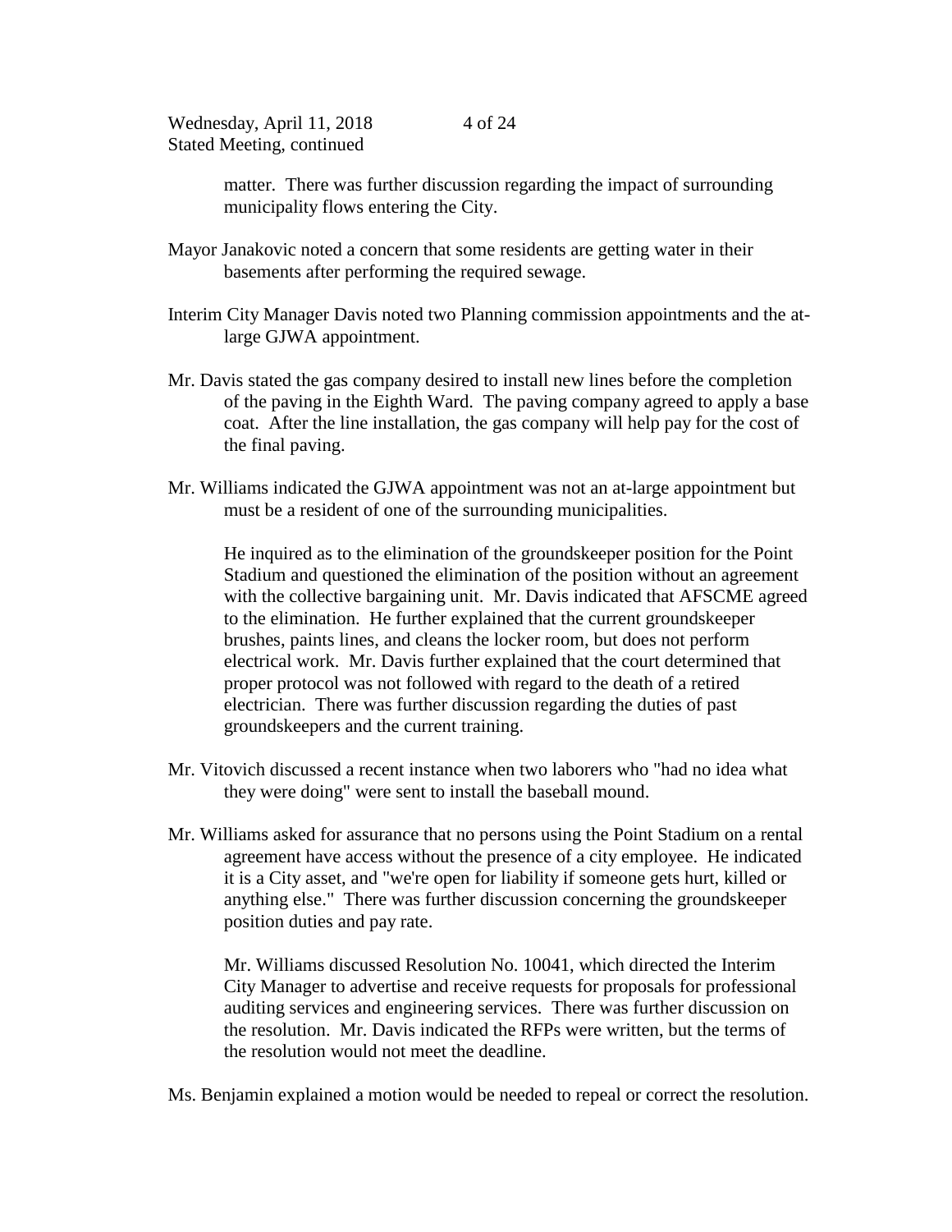matter. There was further discussion regarding the impact of surrounding municipality flows entering the City.

Mayor Janakovic noted a concern that some residents are getting water in their basements after performing the required sewage.

Interim City Manager Davis noted two Planning commission appointments and the at-large GJWA appointment.

Mr. Davis stated the gas company desired to install new lines before the completion of the paving in the Eighth Ward. The paving company agreed to apply a base coat. After the line installation, the gas company will help pay for the cost of the final paving.

Mr. Williams indicated the GJWA appointment was not an at-large appointment but must be a resident of one of the surrounding municipalities.

He inquired as to the elimination of the groundskeeper position for the Point Stadium and questioned the elimination of the position without an agreement with the collective bargaining unit. Mr. Davis indicated that AFSCME agreed to the elimination. He further explained that the current groundskeeper brushes, paints lines, and cleans the locker room, but does not perform electrical work. Mr. Davis further explained that the court determined that proper protocol was not followed with regard to the death of a retired electrician. There was further discussion regarding the duties of past groundskeepers and the current training.

Mr. Vitovich discussed a recent instance when two laborers who "had no idea what they were doing" were sent to install the baseball mound.

Mr. Williams asked for assurance that no persons using the Point Stadium on a rental agreement have access without the presence of a city employee. He indicated it is a City asset, and "we're open for liability if someone gets hurt, killed or anything else." There was further discussion concerning the groundskeeper position duties and pay rate.

Mr. Williams discussed Resolution No. 10041, which directed the Interim City Manager to advertise and receive requests for proposals for professional auditing services and engineering services. There was further discussion on the resolution. Mr. Davis indicated the RFPs were written, but the terms of the resolution would not meet the deadline.

Ms. Benjamin explained a motion would be needed to repeal or correct the resolution.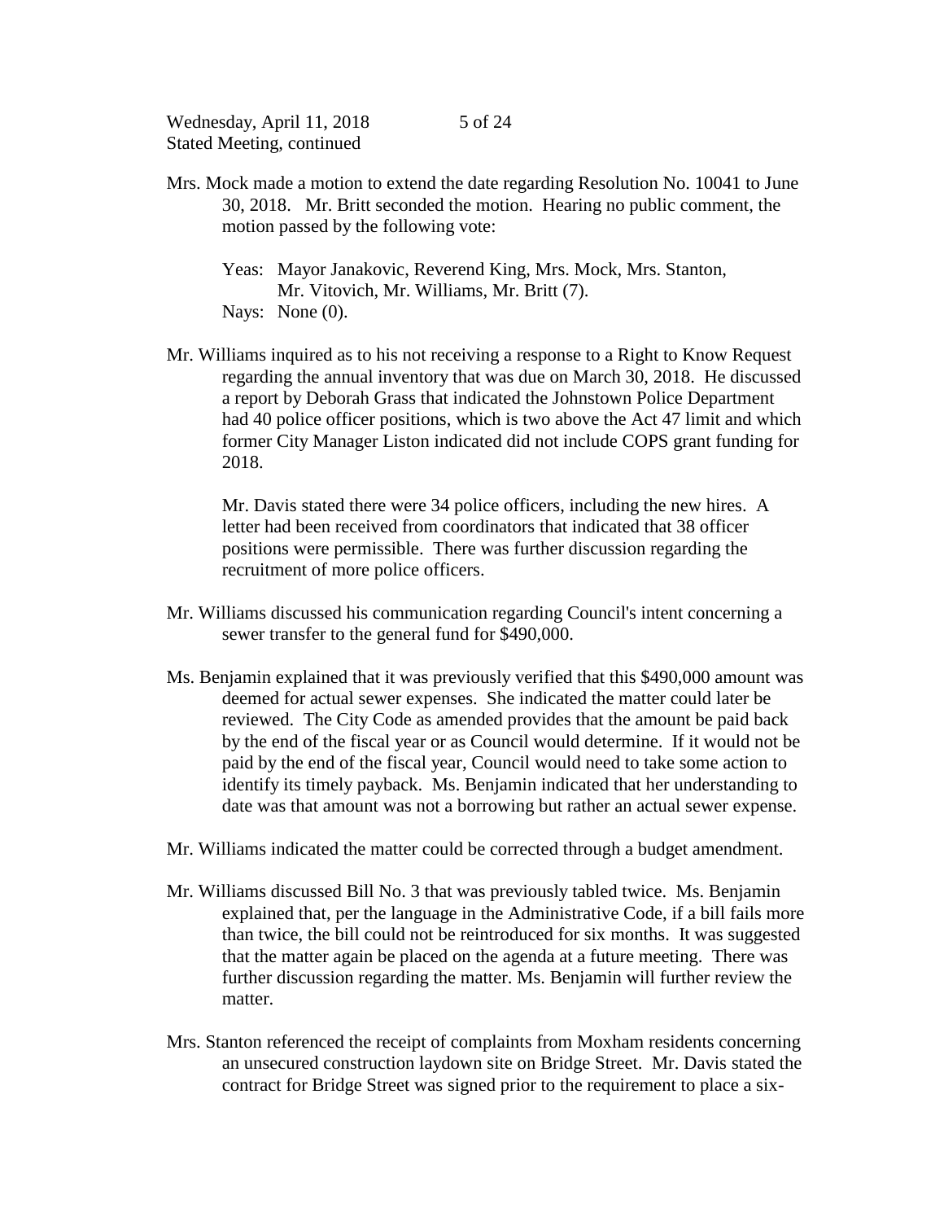Mrs. Mock made a motion to extend the date regarding Resolution No. 10041 to June 30, 2018. Mr. Britt seconded the motion. Hearing no public comment, the motion passed by the following vote:

Yeas: Mayor Janakovic, Reverend King, Mrs. Mock, Mrs. Stanton, Mr. Vitovich, Mr. Williams, Mr. Britt (7).
Nays: None (0).

Mr. Williams inquired as to his not receiving a response to a Right to Know Request regarding the annual inventory that was due on March 30, 2018. He discussed a report by Deborah Grass that indicated the Johnstown Police Department had 40 police officer positions, which is two above the Act 47 limit and which former City Manager Liston indicated did not include COPS grant funding for 2018.

Mr. Davis stated there were 34 police officers, including the new hires. A letter had been received from coordinators that indicated that 38 officer positions were permissible. There was further discussion regarding the recruitment of more police officers.

Mr. Williams discussed his communication regarding Council's intent concerning a sewer transfer to the general fund for $490,000.

Ms. Benjamin explained that it was previously verified that this $490,000 amount was deemed for actual sewer expenses. She indicated the matter could later be reviewed. The City Code as amended provides that the amount be paid back by the end of the fiscal year or as Council would determine. If it would not be paid by the end of the fiscal year, Council would need to take some action to identify its timely payback. Ms. Benjamin indicated that her understanding to date was that amount was not a borrowing but rather an actual sewer expense.

Mr. Williams indicated the matter could be corrected through a budget amendment.

Mr. Williams discussed Bill No. 3 that was previously tabled twice. Ms. Benjamin explained that, per the language in the Administrative Code, if a bill fails more than twice, the bill could not be reintroduced for six months. It was suggested that the matter again be placed on the agenda at a future meeting. There was further discussion regarding the matter. Ms. Benjamin will further review the matter.

Mrs. Stanton referenced the receipt of complaints from Moxham residents concerning an unsecured construction laydown site on Bridge Street. Mr. Davis stated the contract for Bridge Street was signed prior to the requirement to place a six-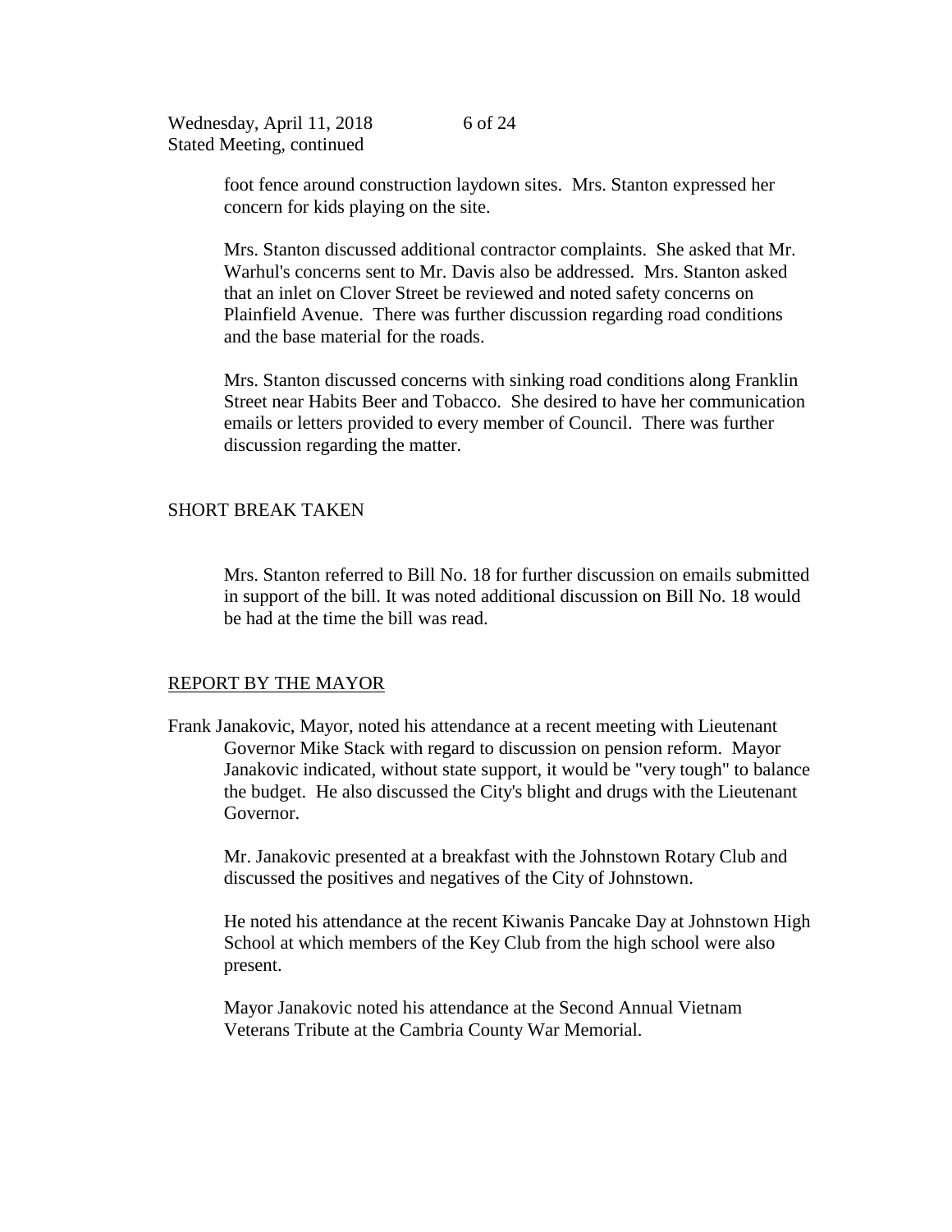foot fence around construction laydown sites. Mrs. Stanton expressed her concern for kids playing on the site.

Mrs. Stanton discussed additional contractor complaints. She asked that Mr. Warhul's concerns sent to Mr. Davis also be addressed. Mrs. Stanton asked that an inlet on Clover Street be reviewed and noted safety concerns on Plainfield Avenue. There was further discussion regarding road conditions and the base material for the roads.

Mrs. Stanton discussed concerns with sinking road conditions along Franklin Street near Habits Beer and Tobacco. She desired to have her communication emails or letters provided to every member of Council. There was further discussion regarding the matter.

SHORT BREAK TAKEN

Mrs. Stanton referred to Bill No. 18 for further discussion on emails submitted in support of the bill. It was noted additional discussion on Bill No. 18 would be had at the time the bill was read.

## REPORT BY THE MAYOR

Frank Janakovic, Mayor, noted his attendance at a recent meeting with Lieutenant Governor Mike Stack with regard to discussion on pension reform. Mayor Janakovic indicated, without state support, it would be "very tough" to balance the budget. He also discussed the City's blight and drugs with the Lieutenant Governor.

Mr. Janakovic presented at a breakfast with the Johnstown Rotary Club and discussed the positives and negatives of the City of Johnstown.

He noted his attendance at the recent Kiwanis Pancake Day at Johnstown High School at which members of the Key Club from the high school were also present.

Mayor Janakovic noted his attendance at the Second Annual Vietnam Veterans Tribute at the Cambria County War Memorial.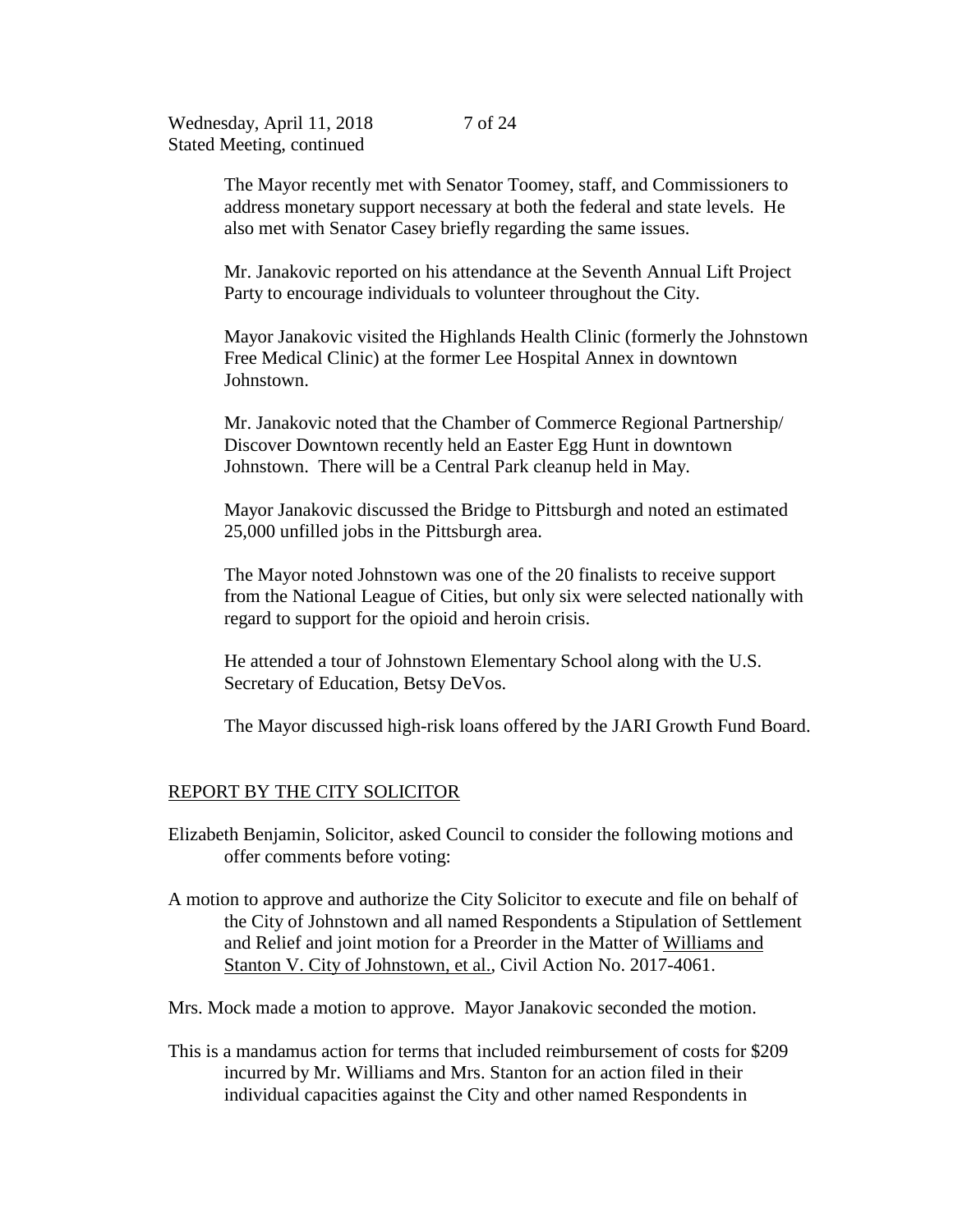The Mayor recently met with Senator Toomey, staff, and Commissioners to address monetary support necessary at both the federal and state levels. He also met with Senator Casey briefly regarding the same issues.

Mr. Janakovic reported on his attendance at the Seventh Annual Lift Project Party to encourage individuals to volunteer throughout the City.

Mayor Janakovic visited the Highlands Health Clinic (formerly the Johnstown Free Medical Clinic) at the former Lee Hospital Annex in downtown Johnstown.

Mr. Janakovic noted that the Chamber of Commerce Regional Partnership/ Discover Downtown recently held an Easter Egg Hunt in downtown Johnstown. There will be a Central Park cleanup held in May.

Mayor Janakovic discussed the Bridge to Pittsburgh and noted an estimated 25,000 unfilled jobs in the Pittsburgh area.

The Mayor noted Johnstown was one of the 20 finalists to receive support from the National League of Cities, but only six were selected nationally with regard to support for the opioid and heroin crisis.

He attended a tour of Johnstown Elementary School along with the U.S. Secretary of Education, Betsy DeVos.

The Mayor discussed high-risk loans offered by the JARI Growth Fund Board.

## REPORT BY THE CITY SOLICITOR

Elizabeth Benjamin, Solicitor, asked Council to consider the following motions and offer comments before voting:

A motion to approve and authorize the City Solicitor to execute and file on behalf of the City of Johnstown and all named Respondents a Stipulation of Settlement and Relief and joint motion for a Preorder in the Matter of Williams and Stanton V. City of Johnstown, et al., Civil Action No. 2017-4061.

Mrs. Mock made a motion to approve. Mayor Janakovic seconded the motion.

This is a mandamus action for terms that included reimbursement of costs for $209 incurred by Mr. Williams and Mrs. Stanton for an action filed in their individual capacities against the City and other named Respondents in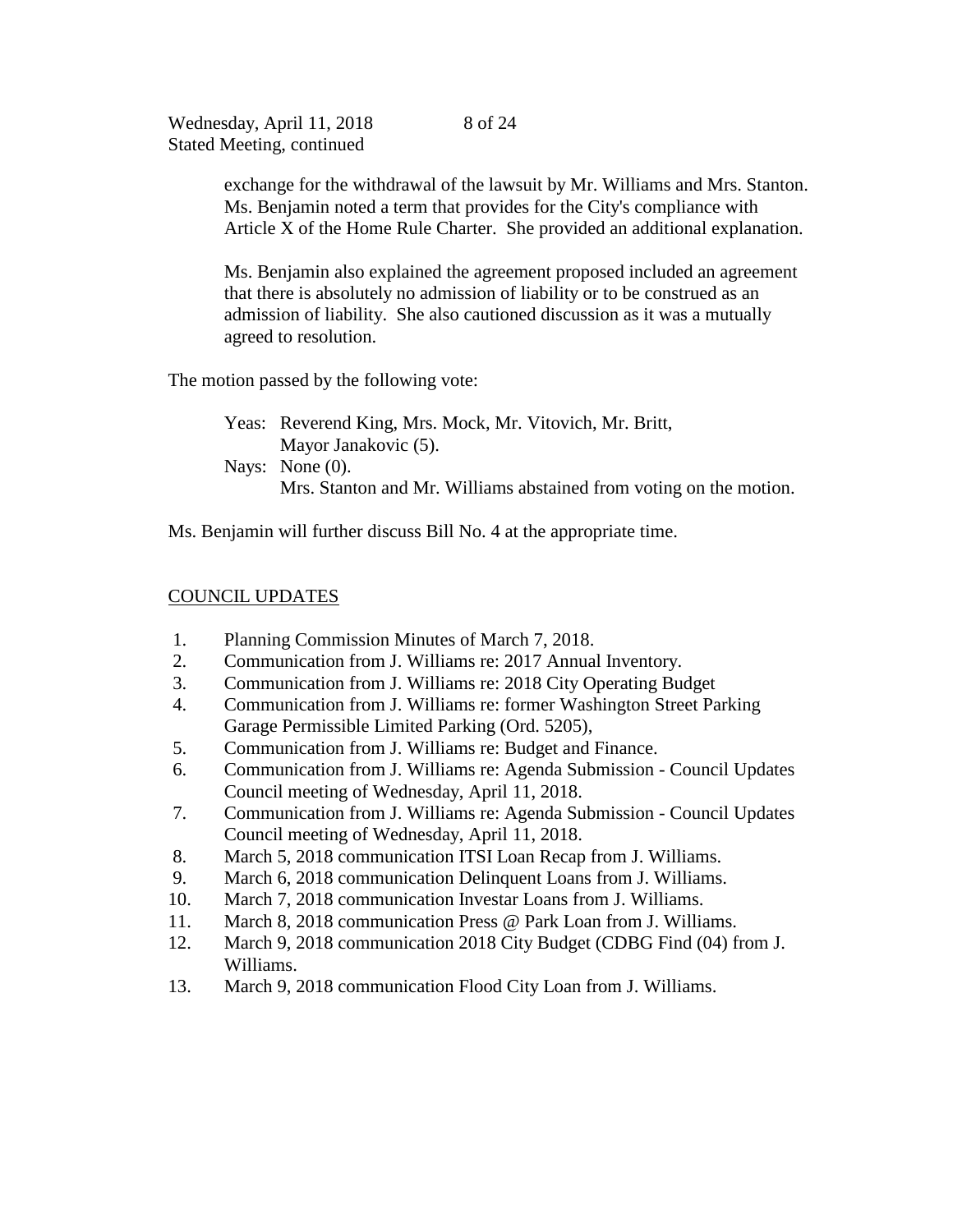exchange for the withdrawal of the lawsuit by Mr. Williams and Mrs. Stanton. Ms. Benjamin noted a term that provides for the City's compliance with Article X of the Home Rule Charter. She provided an additional explanation.

Ms. Benjamin also explained the agreement proposed included an agreement that there is absolutely no admission of liability or to be construed as an admission of liability. She also cautioned discussion as it was a mutually agreed to resolution.

The motion passed by the following vote:

Yeas: Reverend King, Mrs. Mock, Mr. Vitovich, Mr. Britt, Mayor Janakovic (5).
Nays: None (0).
Mrs. Stanton and Mr. Williams abstained from voting on the motion.

Ms. Benjamin will further discuss Bill No. 4 at the appropriate time.

## COUNCIL UPDATES

1. Planning Commission Minutes of March 7, 2018.
2. Communication from J. Williams re: 2017 Annual Inventory.
3. Communication from J. Williams re: 2018 City Operating Budget
4. Communication from J. Williams re: former Washington Street Parking Garage Permissible Limited Parking (Ord. 5205),
5. Communication from J. Williams re: Budget and Finance.
6. Communication from J. Williams re: Agenda Submission - Council Updates Council meeting of Wednesday, April 11, 2018.
7. Communication from J. Williams re: Agenda Submission - Council Updates Council meeting of Wednesday, April 11, 2018.
8. March 5, 2018 communication ITSI Loan Recap from J. Williams.
9. March 6, 2018 communication Delinquent Loans from J. Williams.
10. March 7, 2018 communication Investar Loans from J. Williams.
11. March 8, 2018 communication Press @ Park Loan from J. Williams.
12. March 9, 2018 communication 2018 City Budget (CDBG Find (04) from J. Williams.
13. March 9, 2018 communication Flood City Loan from J. Williams.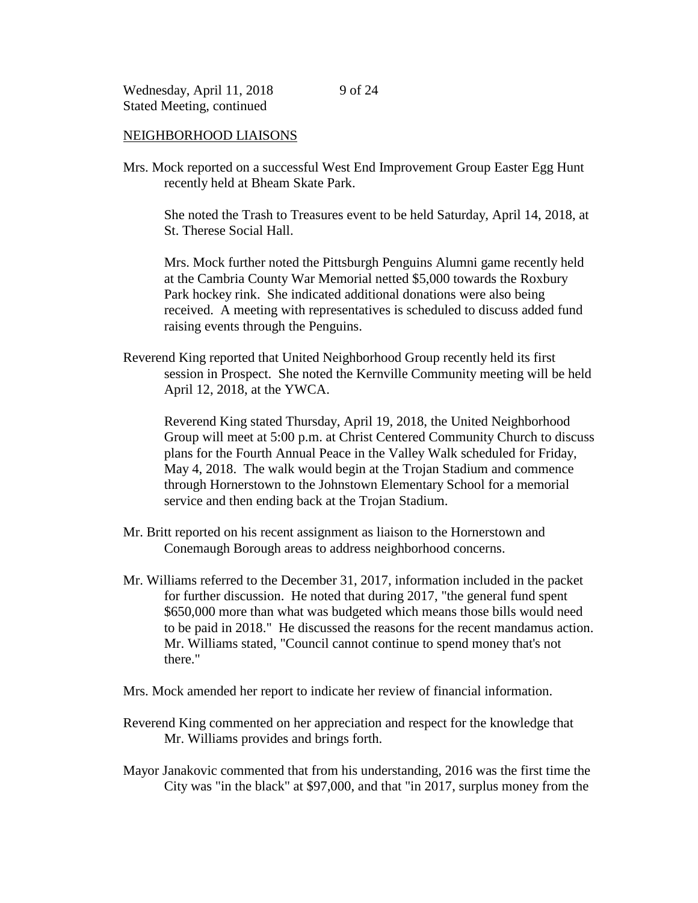## NEIGHBORHOOD LIAISONS

Mrs. Mock reported on a successful West End Improvement Group Easter Egg Hunt recently held at Bheam Skate Park.

She noted the Trash to Treasures event to be held Saturday, April 14, 2018, at St. Therese Social Hall.

Mrs. Mock further noted the Pittsburgh Penguins Alumni game recently held at the Cambria County War Memorial netted $5,000 towards the Roxbury Park hockey rink. She indicated additional donations were also being received. A meeting with representatives is scheduled to discuss added fund raising events through the Penguins.

Reverend King reported that United Neighborhood Group recently held its first session in Prospect. She noted the Kernville Community meeting will be held April 12, 2018, at the YWCA.

Reverend King stated Thursday, April 19, 2018, the United Neighborhood Group will meet at 5:00 p.m. at Christ Centered Community Church to discuss plans for the Fourth Annual Peace in the Valley Walk scheduled for Friday, May 4, 2018. The walk would begin at the Trojan Stadium and commence through Hornerstown to the Johnstown Elementary School for a memorial service and then ending back at the Trojan Stadium.

Mr. Britt reported on his recent assignment as liaison to the Hornerstown and Conemaugh Borough areas to address neighborhood concerns.

Mr. Williams referred to the December 31, 2017, information included in the packet for further discussion. He noted that during 2017, "the general fund spent $650,000 more than what was budgeted which means those bills would need to be paid in 2018." He discussed the reasons for the recent mandamus action. Mr. Williams stated, "Council cannot continue to spend money that's not there."

Mrs. Mock amended her report to indicate her review of financial information.

Reverend King commented on her appreciation and respect for the knowledge that Mr. Williams provides and brings forth.

Mayor Janakovic commented that from his understanding, 2016 was the first time the City was "in the black" at $97,000, and that "in 2017, surplus money from the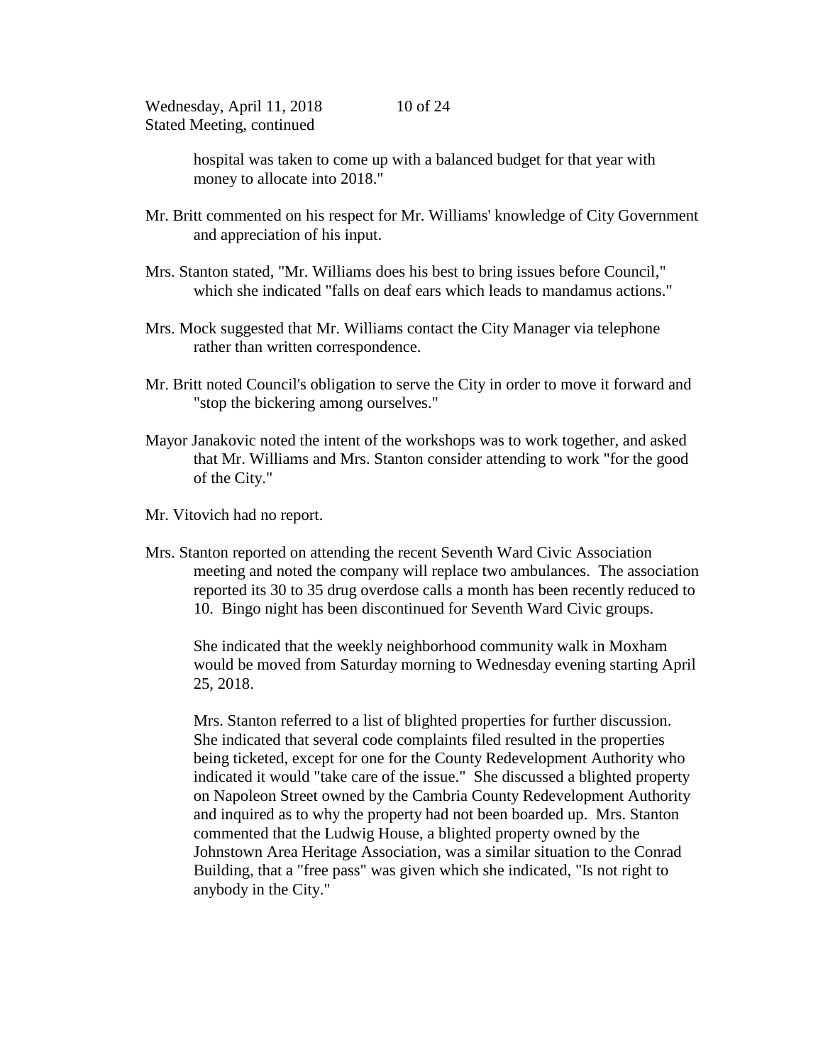hospital was taken to come up with a balanced budget for that year with money to allocate into 2018."

Mr. Britt commented on his respect for Mr. Williams' knowledge of City Government and appreciation of his input.

Mrs. Stanton stated, "Mr. Williams does his best to bring issues before Council," which she indicated "falls on deaf ears which leads to mandamus actions."

Mrs. Mock suggested that Mr. Williams contact the City Manager via telephone rather than written correspondence.

Mr. Britt noted Council's obligation to serve the City in order to move it forward and "stop the bickering among ourselves."

Mayor Janakovic noted the intent of the workshops was to work together, and asked that Mr. Williams and Mrs. Stanton consider attending to work "for the good of the City."

Mr. Vitovich had no report.

Mrs. Stanton reported on attending the recent Seventh Ward Civic Association meeting and noted the company will replace two ambulances. The association reported its 30 to 35 drug overdose calls a month has been recently reduced to 10. Bingo night has been discontinued for Seventh Ward Civic groups.

She indicated that the weekly neighborhood community walk in Moxham would be moved from Saturday morning to Wednesday evening starting April 25, 2018.

Mrs. Stanton referred to a list of blighted properties for further discussion. She indicated that several code complaints filed resulted in the properties being ticketed, except for one for the County Redevelopment Authority who indicated it would "take care of the issue." She discussed a blighted property on Napoleon Street owned by the Cambria County Redevelopment Authority and inquired as to why the property had not been boarded up. Mrs. Stanton commented that the Ludwig House, a blighted property owned by the Johnstown Area Heritage Association, was a similar situation to the Conrad Building, that a "free pass" was given which she indicated, "Is not right to anybody in the City."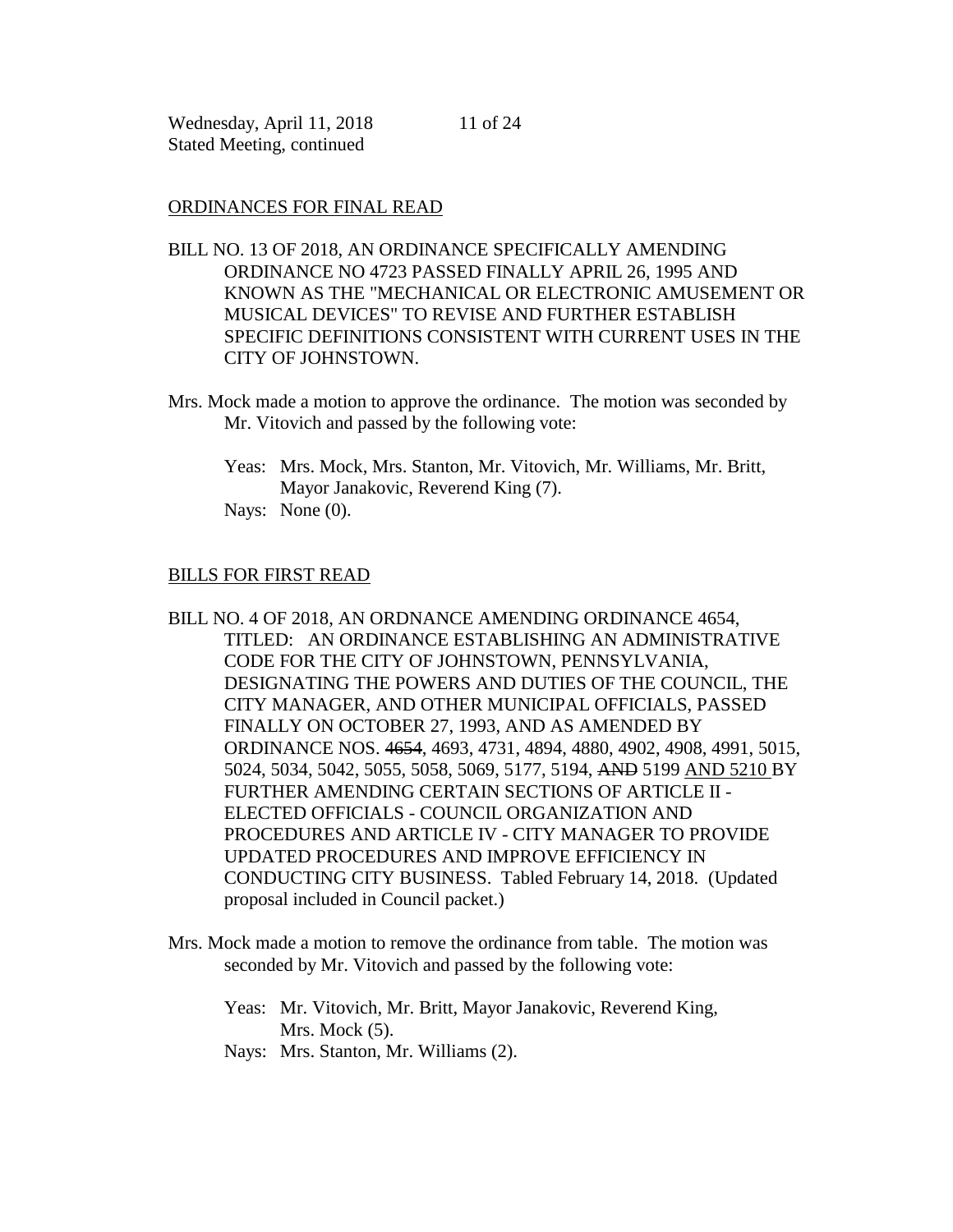## ORDINANCES FOR FINAL READ

BILL NO. 13 OF 2018, AN ORDINANCE SPECIFICALLY AMENDING ORDINANCE NO 4723 PASSED FINALLY APRIL 26, 1995 AND KNOWN AS THE "MECHANICAL OR ELECTRONIC AMUSEMENT OR MUSICAL DEVICES" TO REVISE AND FURTHER ESTABLISH SPECIFIC DEFINITIONS CONSISTENT WITH CURRENT USES IN THE CITY OF JOHNSTOWN.

Mrs. Mock made a motion to approve the ordinance. The motion was seconded by Mr. Vitovich and passed by the following vote:

Yeas: Mrs. Mock, Mrs. Stanton, Mr. Vitovich, Mr. Williams, Mr. Britt, Mayor Janakovic, Reverend King (7).
Nays: None (0).

## BILLS FOR FIRST READ

BILL NO. 4 OF 2018, AN ORDNANCE AMENDING ORDINANCE 4654, TITLED: AN ORDINANCE ESTABLISHING AN ADMINISTRATIVE CODE FOR THE CITY OF JOHNSTOWN, PENNSYLVANIA, DESIGNATING THE POWERS AND DUTIES OF THE COUNCIL, THE CITY MANAGER, AND OTHER MUNICIPAL OFFICIALS, PASSED FINALLY ON OCTOBER 27, 1993, AND AS AMENDED BY ORDINANCE NOS. ~~4654~~, 4693, 4731, 4894, 4880, 4902, 4908, 4991, 5015, 5024, 5034, 5042, 5055, 5058, 5069, 5177, 5194, ~~AND~~ 5199 <u>AND 5210</u> BY FURTHER AMENDING CERTAIN SECTIONS OF ARTICLE II - ELECTED OFFICIALS - COUNCIL ORGANIZATION AND PROCEDURES AND ARTICLE IV - CITY MANAGER TO PROVIDE UPDATED PROCEDURES AND IMPROVE EFFICIENCY IN CONDUCTING CITY BUSINESS. Tabled February 14, 2018. (Updated proposal included in Council packet.)

Mrs. Mock made a motion to remove the ordinance from table. The motion was seconded by Mr. Vitovich and passed by the following vote:

Yeas: Mr. Vitovich, Mr. Britt, Mayor Janakovic, Reverend King, Mrs. Mock (5).
Nays: Mrs. Stanton, Mr. Williams (2).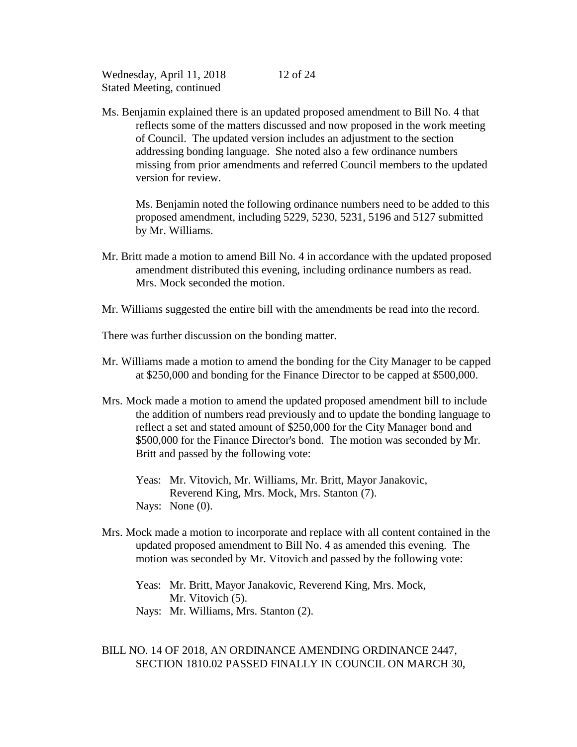Ms. Benjamin explained there is an updated proposed amendment to Bill No. 4 that reflects some of the matters discussed and now proposed in the work meeting of Council. The updated version includes an adjustment to the section addressing bonding language. She noted also a few ordinance numbers missing from prior amendments and referred Council members to the updated version for review.

Ms. Benjamin noted the following ordinance numbers need to be added to this proposed amendment, including 5229, 5230, 5231, 5196 and 5127 submitted by Mr. Williams.

Mr. Britt made a motion to amend Bill No. 4 in accordance with the updated proposed amendment distributed this evening, including ordinance numbers as read. Mrs. Mock seconded the motion.

Mr. Williams suggested the entire bill with the amendments be read into the record.

There was further discussion on the bonding matter.

Mr. Williams made a motion to amend the bonding for the City Manager to be capped at $250,000 and bonding for the Finance Director to be capped at $500,000.

Mrs. Mock made a motion to amend the updated proposed amendment bill to include the addition of numbers read previously and to update the bonding language to reflect a set and stated amount of $250,000 for the City Manager bond and $500,000 for the Finance Director's bond. The motion was seconded by Mr. Britt and passed by the following vote:

Yeas: Mr. Vitovich, Mr. Williams, Mr. Britt, Mayor Janakovic, Reverend King, Mrs. Mock, Mrs. Stanton (7).
Nays: None (0).

Mrs. Mock made a motion to incorporate and replace with all content contained in the updated proposed amendment to Bill No. 4 as amended this evening. The motion was seconded by Mr. Vitovich and passed by the following vote:

Yeas: Mr. Britt, Mayor Janakovic, Reverend King, Mrs. Mock, Mr. Vitovich (5).
Nays: Mr. Williams, Mrs. Stanton (2).

BILL NO. 14 OF 2018, AN ORDINANCE AMENDING ORDINANCE 2447, SECTION 1810.02 PASSED FINALLY IN COUNCIL ON MARCH 30,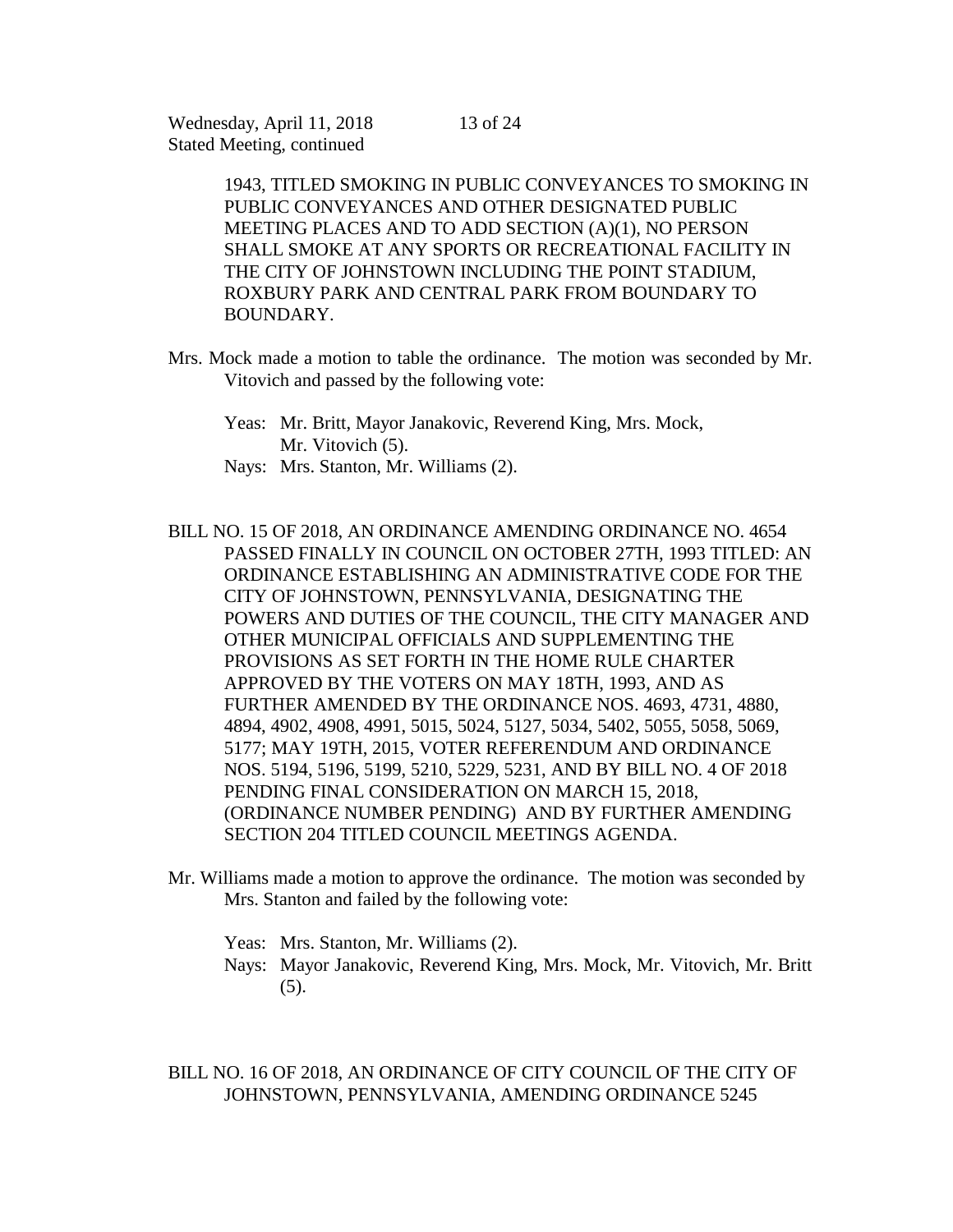1943, TITLED SMOKING IN PUBLIC CONVEYANCES TO SMOKING IN PUBLIC CONVEYANCES AND OTHER DESIGNATED PUBLIC MEETING PLACES AND TO ADD SECTION (A)(1), NO PERSON SHALL SMOKE AT ANY SPORTS OR RECREATIONAL FACILITY IN THE CITY OF JOHNSTOWN INCLUDING THE POINT STADIUM, ROXBURY PARK AND CENTRAL PARK FROM BOUNDARY TO BOUNDARY.

Mrs. Mock made a motion to table the ordinance. The motion was seconded by Mr. Vitovich and passed by the following vote:

Yeas: Mr. Britt, Mayor Janakovic, Reverend King, Mrs. Mock, Mr. Vitovich (5).
Nays: Mrs. Stanton, Mr. Williams (2).

BILL NO. 15 OF 2018, AN ORDINANCE AMENDING ORDINANCE NO. 4654 PASSED FINALLY IN COUNCIL ON OCTOBER 27TH, 1993 TITLED: AN ORDINANCE ESTABLISHING AN ADMINISTRATIVE CODE FOR THE CITY OF JOHNSTOWN, PENNSYLVANIA, DESIGNATING THE POWERS AND DUTIES OF THE COUNCIL, THE CITY MANAGER AND OTHER MUNICIPAL OFFICIALS AND SUPPLEMENTING THE PROVISIONS AS SET FORTH IN THE HOME RULE CHARTER APPROVED BY THE VOTERS ON MAY 18TH, 1993, AND AS FURTHER AMENDED BY THE ORDINANCE NOS. 4693, 4731, 4880, 4894, 4902, 4908, 4991, 5015, 5024, 5127, 5034, 5402, 5055, 5058, 5069, 5177; MAY 19TH, 2015, VOTER REFERENDUM AND ORDINANCE NOS. 5194, 5196, 5199, 5210, 5229, 5231, AND BY BILL NO. 4 OF 2018 PENDING FINAL CONSIDERATION ON MARCH 15, 2018, (ORDINANCE NUMBER PENDING) AND BY FURTHER AMENDING SECTION 204 TITLED COUNCIL MEETINGS AGENDA.

Mr. Williams made a motion to approve the ordinance. The motion was seconded by Mrs. Stanton and failed by the following vote:

Yeas: Mrs. Stanton, Mr. Williams (2).
Nays: Mayor Janakovic, Reverend King, Mrs. Mock, Mr. Vitovich, Mr. Britt (5).

BILL NO. 16 OF 2018, AN ORDINANCE OF CITY COUNCIL OF THE CITY OF JOHNSTOWN, PENNSYLVANIA, AMENDING ORDINANCE 5245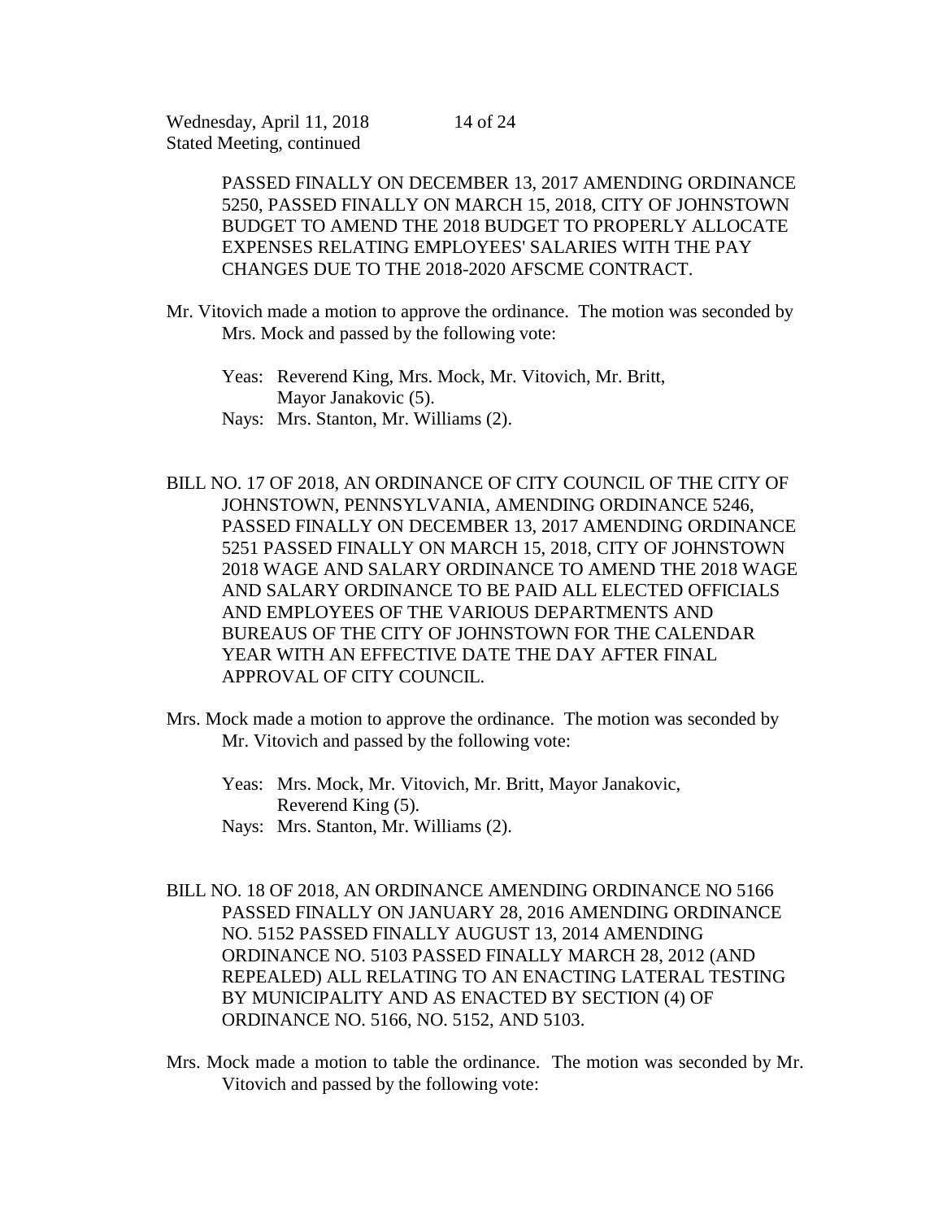PASSED FINALLY ON DECEMBER 13, 2017 AMENDING ORDINANCE 5250, PASSED FINALLY ON MARCH 15, 2018, CITY OF JOHNSTOWN BUDGET TO AMEND THE 2018 BUDGET TO PROPERLY ALLOCATE EXPENSES RELATING EMPLOYEES' SALARIES WITH THE PAY CHANGES DUE TO THE 2018-2020 AFSCME CONTRACT.

Mr. Vitovich made a motion to approve the ordinance. The motion was seconded by Mrs. Mock and passed by the following vote:

Yeas: Reverend King, Mrs. Mock, Mr. Vitovich, Mr. Britt, Mayor Janakovic (5).
Nays: Mrs. Stanton, Mr. Williams (2).

BILL NO. 17 OF 2018, AN ORDINANCE OF CITY COUNCIL OF THE CITY OF JOHNSTOWN, PENNSYLVANIA, AMENDING ORDINANCE 5246, PASSED FINALLY ON DECEMBER 13, 2017 AMENDING ORDINANCE 5251 PASSED FINALLY ON MARCH 15, 2018, CITY OF JOHNSTOWN 2018 WAGE AND SALARY ORDINANCE TO AMEND THE 2018 WAGE AND SALARY ORDINANCE TO BE PAID ALL ELECTED OFFICIALS AND EMPLOYEES OF THE VARIOUS DEPARTMENTS AND BUREAUS OF THE CITY OF JOHNSTOWN FOR THE CALENDAR YEAR WITH AN EFFECTIVE DATE THE DAY AFTER FINAL APPROVAL OF CITY COUNCIL.

Mrs. Mock made a motion to approve the ordinance. The motion was seconded by Mr. Vitovich and passed by the following vote:

Yeas: Mrs. Mock, Mr. Vitovich, Mr. Britt, Mayor Janakovic, Reverend King (5).
Nays: Mrs. Stanton, Mr. Williams (2).

BILL NO. 18 OF 2018, AN ORDINANCE AMENDING ORDINANCE NO 5166 PASSED FINALLY ON JANUARY 28, 2016 AMENDING ORDINANCE NO. 5152 PASSED FINALLY AUGUST 13, 2014 AMENDING ORDINANCE NO. 5103 PASSED FINALLY MARCH 28, 2012 (AND REPEALED) ALL RELATING TO AN ENACTING LATERAL TESTING BY MUNICIPALITY AND AS ENACTED BY SECTION (4) OF ORDINANCE NO. 5166, NO. 5152, AND 5103.

Mrs. Mock made a motion to table the ordinance. The motion was seconded by Mr. Vitovich and passed by the following vote: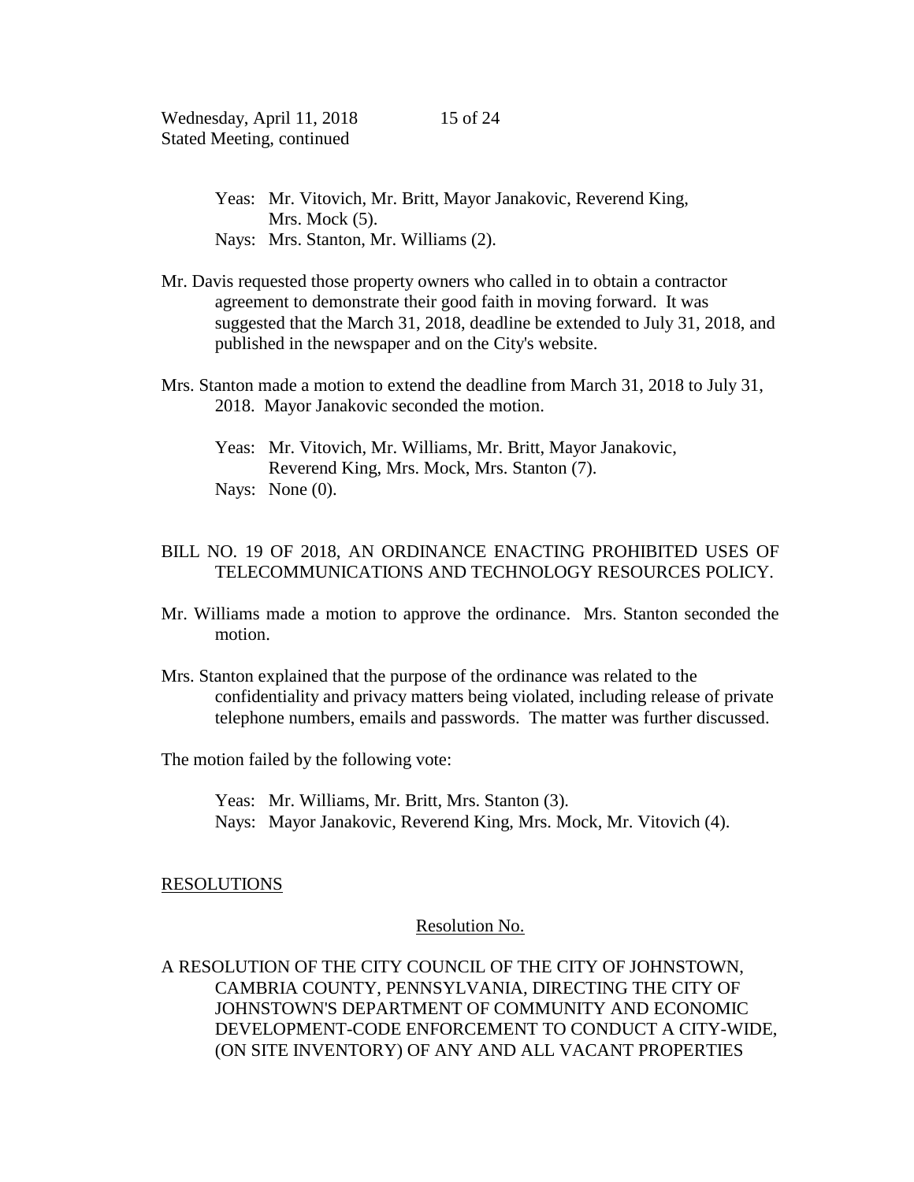Yeas: Mr. Vitovich, Mr. Britt, Mayor Janakovic, Reverend King, Mrs. Mock (5).
Nays: Mrs. Stanton, Mr. Williams (2).

Mr. Davis requested those property owners who called in to obtain a contractor agreement to demonstrate their good faith in moving forward. It was suggested that the March 31, 2018, deadline be extended to July 31, 2018, and published in the newspaper and on the City's website.

Mrs. Stanton made a motion to extend the deadline from March 31, 2018 to July 31, 2018. Mayor Janakovic seconded the motion.

Yeas: Mr. Vitovich, Mr. Williams, Mr. Britt, Mayor Janakovic, Reverend King, Mrs. Mock, Mrs. Stanton (7).
Nays: None (0).

BILL NO. 19 OF 2018, AN ORDINANCE ENACTING PROHIBITED USES OF TELECOMMUNICATIONS AND TECHNOLOGY RESOURCES POLICY.

Mr. Williams made a motion to approve the ordinance. Mrs. Stanton seconded the motion.

Mrs. Stanton explained that the purpose of the ordinance was related to the confidentiality and privacy matters being violated, including release of private telephone numbers, emails and passwords. The matter was further discussed.

The motion failed by the following vote:

Yeas: Mr. Williams, Mr. Britt, Mrs. Stanton (3).
Nays: Mayor Janakovic, Reverend King, Mrs. Mock, Mr. Vitovich (4).

## RESOLUTIONS

Resolution No.

A RESOLUTION OF THE CITY COUNCIL OF THE CITY OF JOHNSTOWN, CAMBRIA COUNTY, PENNSYLVANIA, DIRECTING THE CITY OF JOHNSTOWN'S DEPARTMENT OF COMMUNITY AND ECONOMIC DEVELOPMENT-CODE ENFORCEMENT TO CONDUCT A CITY-WIDE, (ON SITE INVENTORY) OF ANY AND ALL VACANT PROPERTIES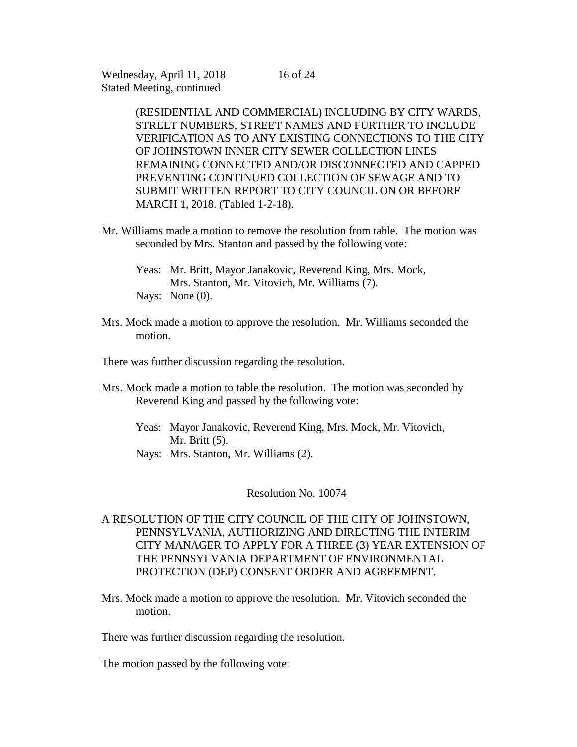(RESIDENTIAL AND COMMERCIAL) INCLUDING BY CITY WARDS, STREET NUMBERS, STREET NAMES AND FURTHER TO INCLUDE VERIFICATION AS TO ANY EXISTING CONNECTIONS TO THE CITY OF JOHNSTOWN INNER CITY SEWER COLLECTION LINES REMAINING CONNECTED AND/OR DISCONNECTED AND CAPPED PREVENTING CONTINUED COLLECTION OF SEWAGE AND TO SUBMIT WRITTEN REPORT TO CITY COUNCIL ON OR BEFORE MARCH 1, 2018. (Tabled 1-2-18).

Mr. Williams made a motion to remove the resolution from table. The motion was seconded by Mrs. Stanton and passed by the following vote:

Yeas: Mr. Britt, Mayor Janakovic, Reverend King, Mrs. Mock, Mrs. Stanton, Mr. Vitovich, Mr. Williams (7).
Nays: None (0).

Mrs. Mock made a motion to approve the resolution. Mr. Williams seconded the motion.

There was further discussion regarding the resolution.

Mrs. Mock made a motion to table the resolution. The motion was seconded by Reverend King and passed by the following vote:

Yeas: Mayor Janakovic, Reverend King, Mrs. Mock, Mr. Vitovich, Mr. Britt (5).
Nays: Mrs. Stanton, Mr. Williams (2).

## Resolution No. 10074

A RESOLUTION OF THE CITY COUNCIL OF THE CITY OF JOHNSTOWN, PENNSYLVANIA, AUTHORIZING AND DIRECTING THE INTERIM CITY MANAGER TO APPLY FOR A THREE (3) YEAR EXTENSION OF THE PENNSYLVANIA DEPARTMENT OF ENVIRONMENTAL PROTECTION (DEP) CONSENT ORDER AND AGREEMENT.

Mrs. Mock made a motion to approve the resolution. Mr. Vitovich seconded the motion.

There was further discussion regarding the resolution.

The motion passed by the following vote: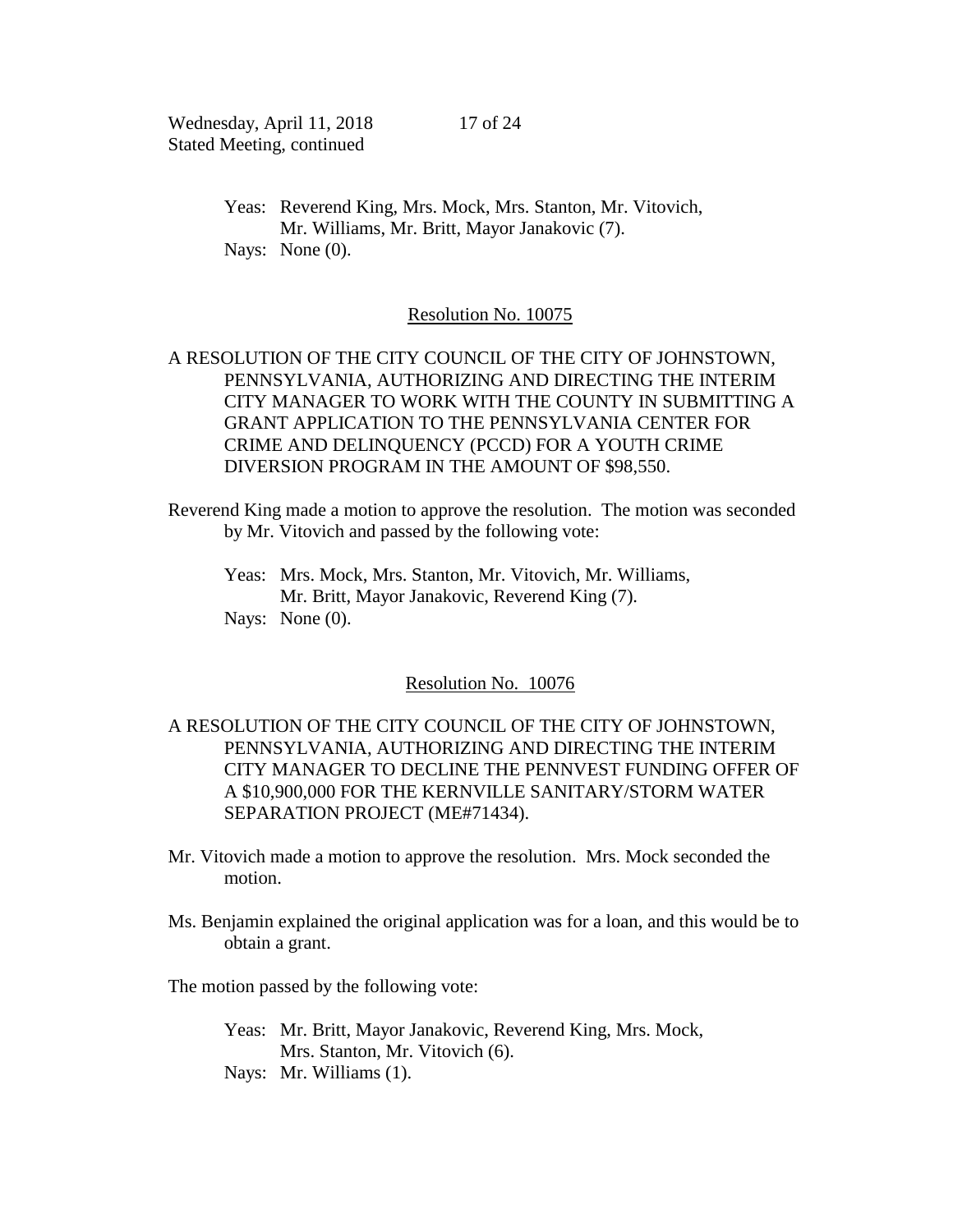Yeas: Reverend King, Mrs. Mock, Mrs. Stanton, Mr. Vitovich, Mr. Williams, Mr. Britt, Mayor Janakovic (7).
Nays: None (0).

Resolution No. 10075

A RESOLUTION OF THE CITY COUNCIL OF THE CITY OF JOHNSTOWN, PENNSYLVANIA, AUTHORIZING AND DIRECTING THE INTERIM CITY MANAGER TO WORK WITH THE COUNTY IN SUBMITTING A GRANT APPLICATION TO THE PENNSYLVANIA CENTER FOR CRIME AND DELINQUENCY (PCCD) FOR A YOUTH CRIME DIVERSION PROGRAM IN THE AMOUNT OF $98,550.

Reverend King made a motion to approve the resolution. The motion was seconded by Mr. Vitovich and passed by the following vote:

Yeas: Mrs. Mock, Mrs. Stanton, Mr. Vitovich, Mr. Williams, Mr. Britt, Mayor Janakovic, Reverend King (7).
Nays: None (0).

Resolution No. 10076

A RESOLUTION OF THE CITY COUNCIL OF THE CITY OF JOHNSTOWN, PENNSYLVANIA, AUTHORIZING AND DIRECTING THE INTERIM CITY MANAGER TO DECLINE THE PENNVEST FUNDING OFFER OF A $10,900,000 FOR THE KERNVILLE SANITARY/STORM WATER SEPARATION PROJECT (ME#71434).

Mr. Vitovich made a motion to approve the resolution. Mrs. Mock seconded the motion.

Ms. Benjamin explained the original application was for a loan, and this would be to obtain a grant.

The motion passed by the following vote:

Yeas: Mr. Britt, Mayor Janakovic, Reverend King, Mrs. Mock, Mrs. Stanton, Mr. Vitovich (6).
Nays: Mr. Williams (1).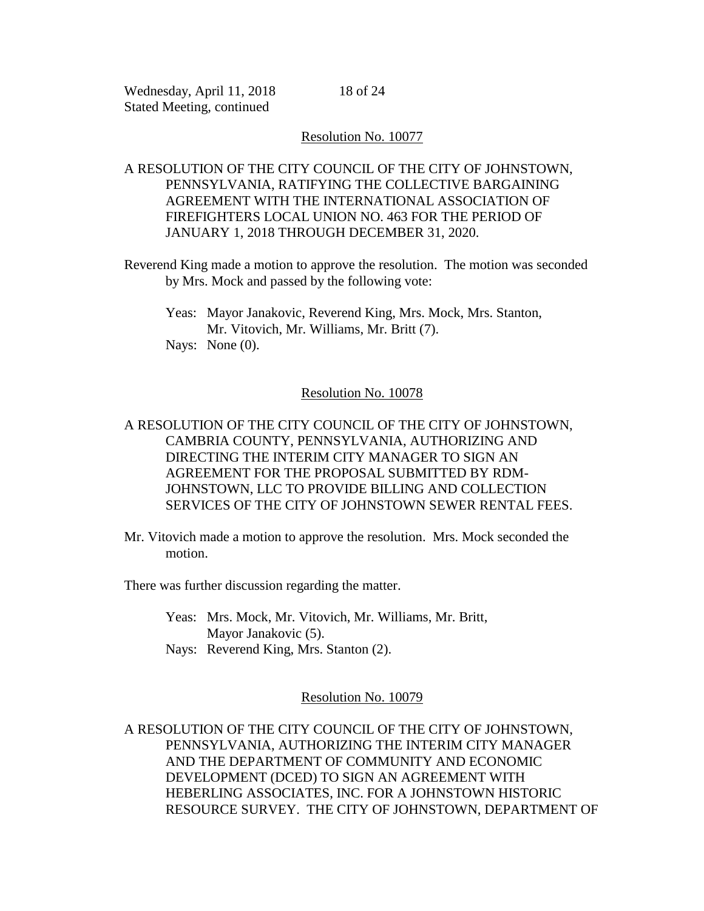Resolution No. 10077

A RESOLUTION OF THE CITY COUNCIL OF THE CITY OF JOHNSTOWN, PENNSYLVANIA, RATIFYING THE COLLECTIVE BARGAINING AGREEMENT WITH THE INTERNATIONAL ASSOCIATION OF FIREFIGHTERS LOCAL UNION NO. 463 FOR THE PERIOD OF JANUARY 1, 2018 THROUGH DECEMBER 31, 2020.

Reverend King made a motion to approve the resolution. The motion was seconded by Mrs. Mock and passed by the following vote:

Yeas: Mayor Janakovic, Reverend King, Mrs. Mock, Mrs. Stanton, Mr. Vitovich, Mr. Williams, Mr. Britt (7).
Nays: None (0).

Resolution No. 10078

A RESOLUTION OF THE CITY COUNCIL OF THE CITY OF JOHNSTOWN, CAMBRIA COUNTY, PENNSYLVANIA, AUTHORIZING AND DIRECTING THE INTERIM CITY MANAGER TO SIGN AN AGREEMENT FOR THE PROPOSAL SUBMITTED BY RDM-JOHNSTOWN, LLC TO PROVIDE BILLING AND COLLECTION SERVICES OF THE CITY OF JOHNSTOWN SEWER RENTAL FEES.

Mr. Vitovich made a motion to approve the resolution. Mrs. Mock seconded the motion.

There was further discussion regarding the matter.

Yeas: Mrs. Mock, Mr. Vitovich, Mr. Williams, Mr. Britt, Mayor Janakovic (5).
Nays: Reverend King, Mrs. Stanton (2).

Resolution No. 10079

A RESOLUTION OF THE CITY COUNCIL OF THE CITY OF JOHNSTOWN, PENNSYLVANIA, AUTHORIZING THE INTERIM CITY MANAGER AND THE DEPARTMENT OF COMMUNITY AND ECONOMIC DEVELOPMENT (DCED) TO SIGN AN AGREEMENT WITH HEBERLING ASSOCIATES, INC. FOR A JOHNSTOWN HISTORIC RESOURCE SURVEY. THE CITY OF JOHNSTOWN, DEPARTMENT OF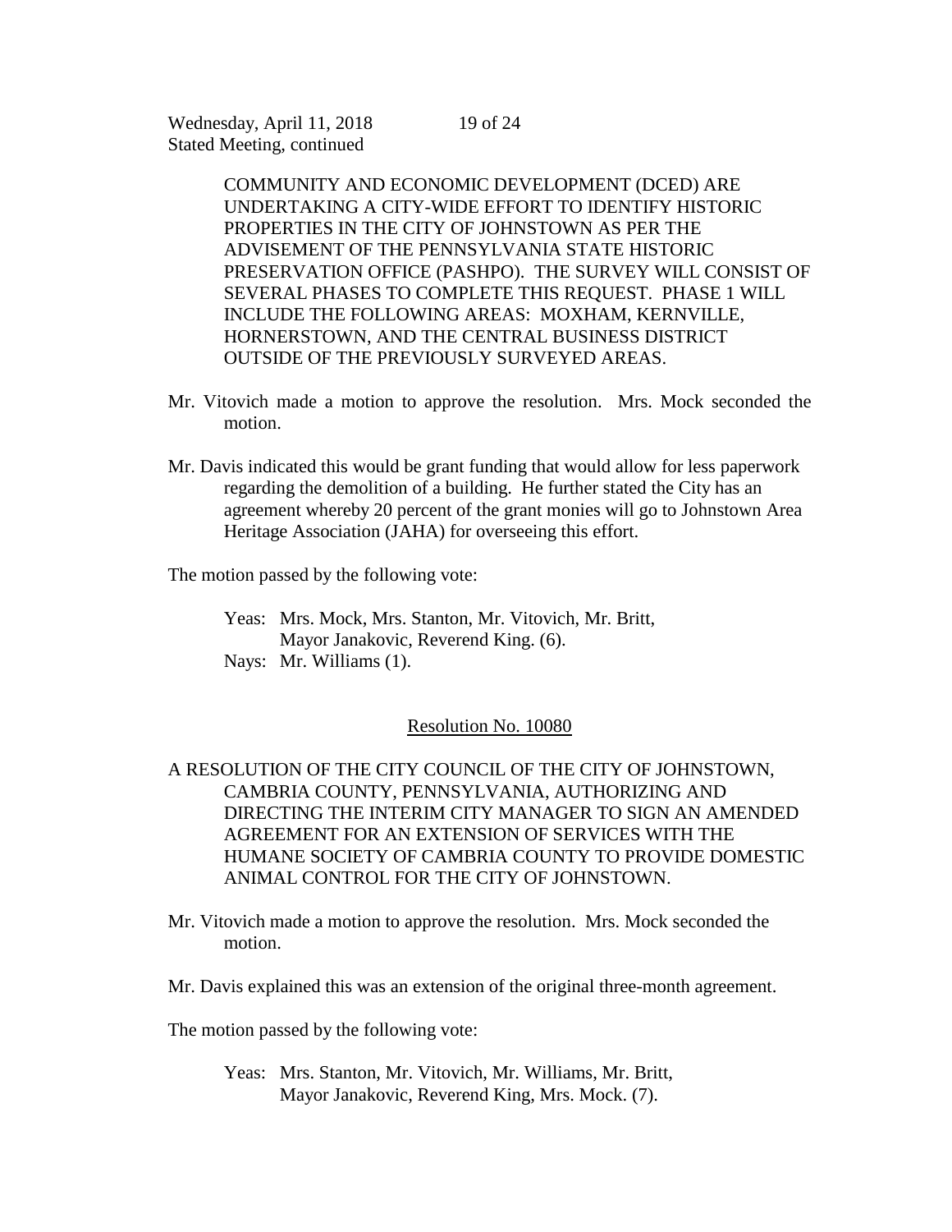COMMUNITY AND ECONOMIC DEVELOPMENT (DCED) ARE UNDERTAKING A CITY-WIDE EFFORT TO IDENTIFY HISTORIC PROPERTIES IN THE CITY OF JOHNSTOWN AS PER THE ADVISEMENT OF THE PENNSYLVANIA STATE HISTORIC PRESERVATION OFFICE (PASHPO). THE SURVEY WILL CONSIST OF SEVERAL PHASES TO COMPLETE THIS REQUEST. PHASE 1 WILL INCLUDE THE FOLLOWING AREAS: MOXHAM, KERNVILLE, HORNERSTOWN, AND THE CENTRAL BUSINESS DISTRICT OUTSIDE OF THE PREVIOUSLY SURVEYED AREAS.

Mr. Vitovich made a motion to approve the resolution. Mrs. Mock seconded the motion.

Mr. Davis indicated this would be grant funding that would allow for less paperwork regarding the demolition of a building. He further stated the City has an agreement whereby 20 percent of the grant monies will go to Johnstown Area Heritage Association (JAHA) for overseeing this effort.

The motion passed by the following vote:

Yeas: Mrs. Mock, Mrs. Stanton, Mr. Vitovich, Mr. Britt, Mayor Janakovic, Reverend King. (6).
Nays: Mr. Williams (1).

## Resolution No. 10080

A RESOLUTION OF THE CITY COUNCIL OF THE CITY OF JOHNSTOWN, CAMBRIA COUNTY, PENNSYLVANIA, AUTHORIZING AND DIRECTING THE INTERIM CITY MANAGER TO SIGN AN AMENDED AGREEMENT FOR AN EXTENSION OF SERVICES WITH THE HUMANE SOCIETY OF CAMBRIA COUNTY TO PROVIDE DOMESTIC ANIMAL CONTROL FOR THE CITY OF JOHNSTOWN.

Mr. Vitovich made a motion to approve the resolution. Mrs. Mock seconded the motion.

Mr. Davis explained this was an extension of the original three-month agreement.

The motion passed by the following vote:

Yeas: Mrs. Stanton, Mr. Vitovich, Mr. Williams, Mr. Britt, Mayor Janakovic, Reverend King, Mrs. Mock. (7).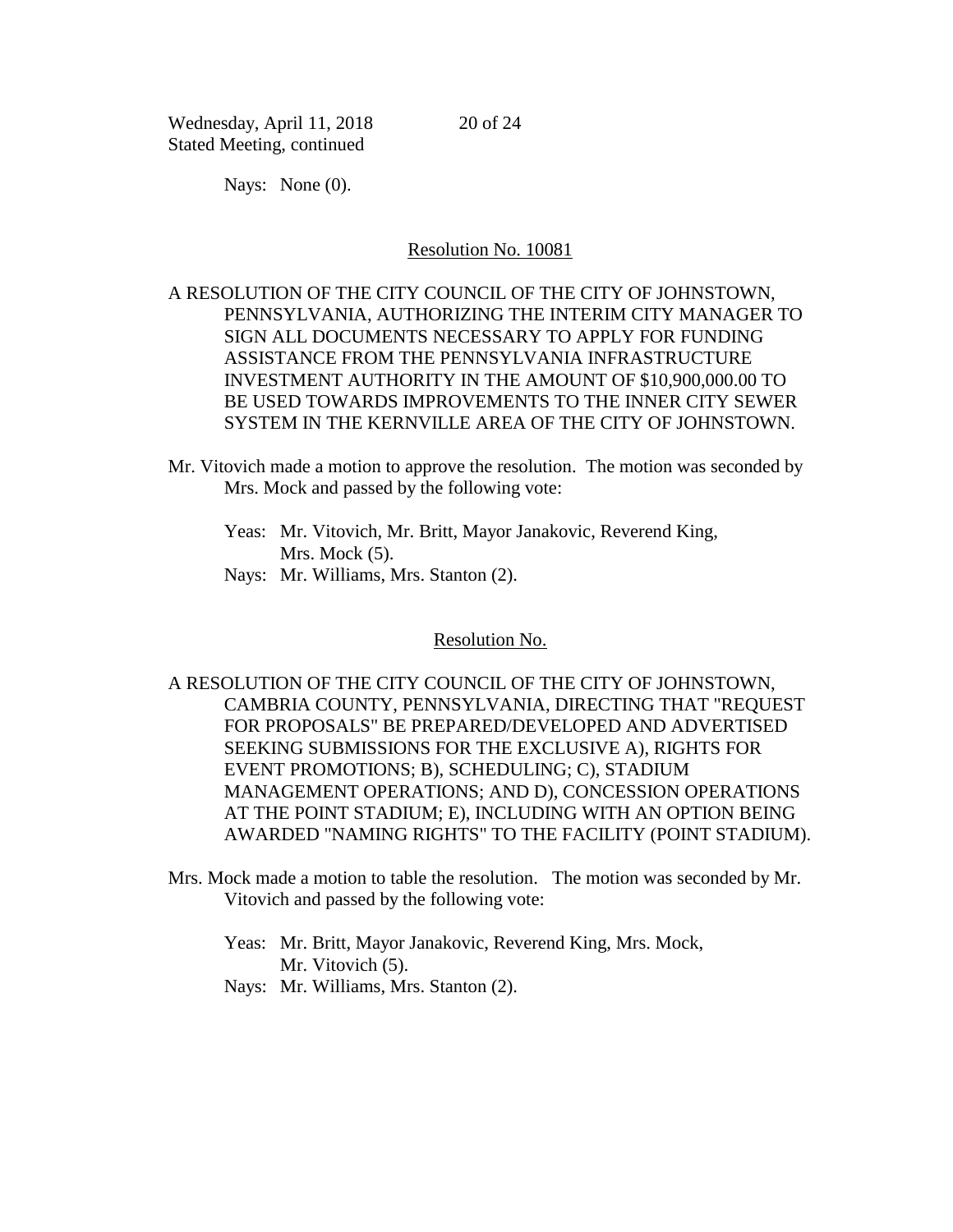Nays: None (0).

Resolution No. 10081

A RESOLUTION OF THE CITY COUNCIL OF THE CITY OF JOHNSTOWN, PENNSYLVANIA, AUTHORIZING THE INTERIM CITY MANAGER TO SIGN ALL DOCUMENTS NECESSARY TO APPLY FOR FUNDING ASSISTANCE FROM THE PENNSYLVANIA INFRASTRUCTURE INVESTMENT AUTHORITY IN THE AMOUNT OF $10,900,000.00 TO BE USED TOWARDS IMPROVEMENTS TO THE INNER CITY SEWER SYSTEM IN THE KERNVILLE AREA OF THE CITY OF JOHNSTOWN.

Mr. Vitovich made a motion to approve the resolution. The motion was seconded by Mrs. Mock and passed by the following vote:

Yeas: Mr. Vitovich, Mr. Britt, Mayor Janakovic, Reverend King, Mrs. Mock (5).
Nays: Mr. Williams, Mrs. Stanton (2).

Resolution No.

A RESOLUTION OF THE CITY COUNCIL OF THE CITY OF JOHNSTOWN, CAMBRIA COUNTY, PENNSYLVANIA, DIRECTING THAT "REQUEST FOR PROPOSALS" BE PREPARED/DEVELOPED AND ADVERTISED SEEKING SUBMISSIONS FOR THE EXCLUSIVE A), RIGHTS FOR EVENT PROMOTIONS; B), SCHEDULING; C), STADIUM MANAGEMENT OPERATIONS; AND D), CONCESSION OPERATIONS AT THE POINT STADIUM; E), INCLUDING WITH AN OPTION BEING AWARDED "NAMING RIGHTS" TO THE FACILITY (POINT STADIUM).

Mrs. Mock made a motion to table the resolution. The motion was seconded by Mr. Vitovich and passed by the following vote:

Yeas: Mr. Britt, Mayor Janakovic, Reverend King, Mrs. Mock, Mr. Vitovich (5).
Nays: Mr. Williams, Mrs. Stanton (2).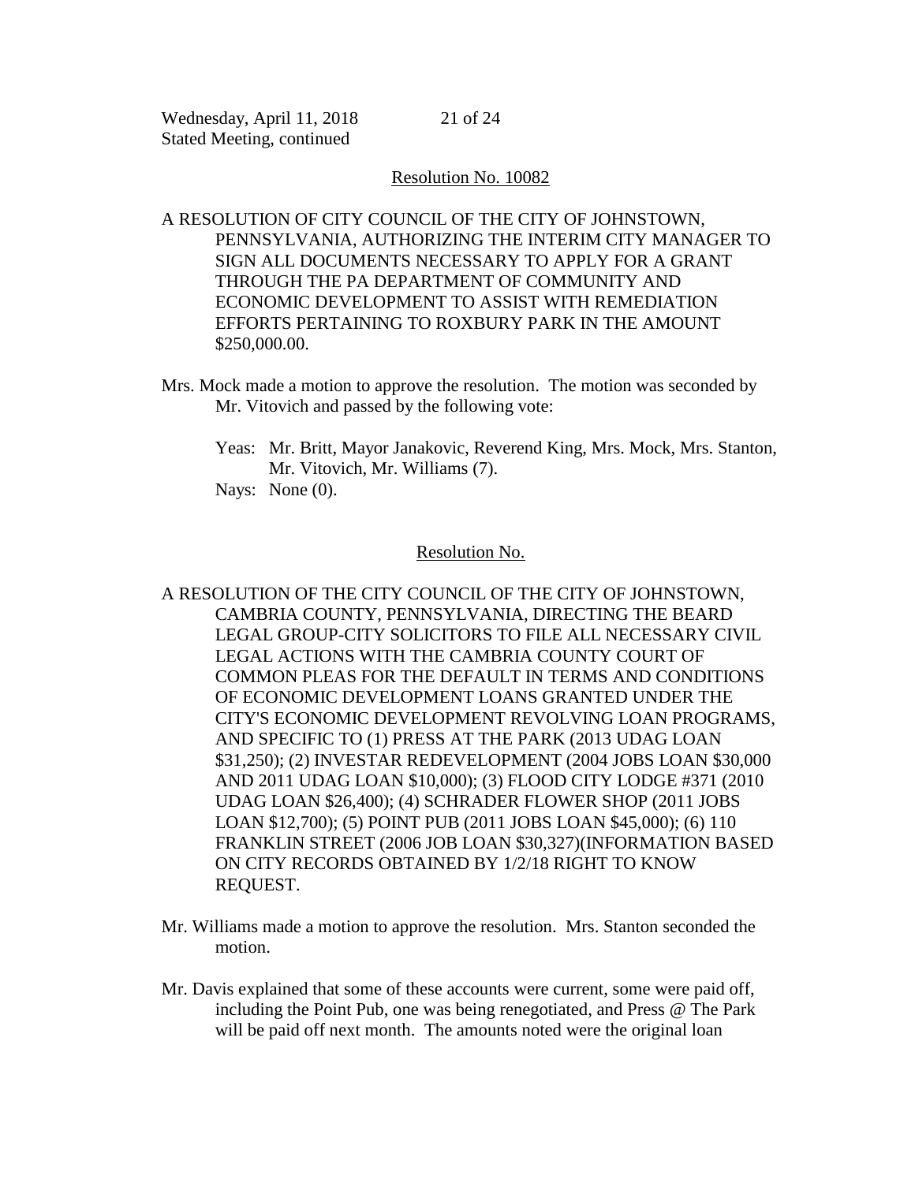Resolution No. 10082

A RESOLUTION OF CITY COUNCIL OF THE CITY OF JOHNSTOWN, PENNSYLVANIA, AUTHORIZING THE INTERIM CITY MANAGER TO SIGN ALL DOCUMENTS NECESSARY TO APPLY FOR A GRANT THROUGH THE PA DEPARTMENT OF COMMUNITY AND ECONOMIC DEVELOPMENT TO ASSIST WITH REMEDIATION EFFORTS PERTAINING TO ROXBURY PARK IN THE AMOUNT $250,000.00.

Mrs. Mock made a motion to approve the resolution. The motion was seconded by Mr. Vitovich and passed by the following vote:

Yeas: Mr. Britt, Mayor Janakovic, Reverend King, Mrs. Mock, Mrs. Stanton, Mr. Vitovich, Mr. Williams (7).
Nays: None (0).

Resolution No.

A RESOLUTION OF THE CITY COUNCIL OF THE CITY OF JOHNSTOWN, CAMBRIA COUNTY, PENNSYLVANIA, DIRECTING THE BEARD LEGAL GROUP-CITY SOLICITORS TO FILE ALL NECESSARY CIVIL LEGAL ACTIONS WITH THE CAMBRIA COUNTY COURT OF COMMON PLEAS FOR THE DEFAULT IN TERMS AND CONDITIONS OF ECONOMIC DEVELOPMENT LOANS GRANTED UNDER THE CITY'S ECONOMIC DEVELOPMENT REVOLVING LOAN PROGRAMS, AND SPECIFIC TO (1) PRESS AT THE PARK (2013 UDAG LOAN $31,250); (2) INVESTAR REDEVELOPMENT (2004 JOBS LOAN $30,000 AND 2011 UDAG LOAN $10,000); (3) FLOOD CITY LODGE #371 (2010 UDAG LOAN $26,400); (4) SCHRADER FLOWER SHOP (2011 JOBS LOAN $12,700); (5) POINT PUB (2011 JOBS LOAN $45,000); (6) 110 FRANKLIN STREET (2006 JOB LOAN $30,327)(INFORMATION BASED ON CITY RECORDS OBTAINED BY 1/2/18 RIGHT TO KNOW REQUEST.

Mr. Williams made a motion to approve the resolution. Mrs. Stanton seconded the motion.

Mr. Davis explained that some of these accounts were current, some were paid off, including the Point Pub, one was being renegotiated, and Press @ The Park will be paid off next month. The amounts noted were the original loan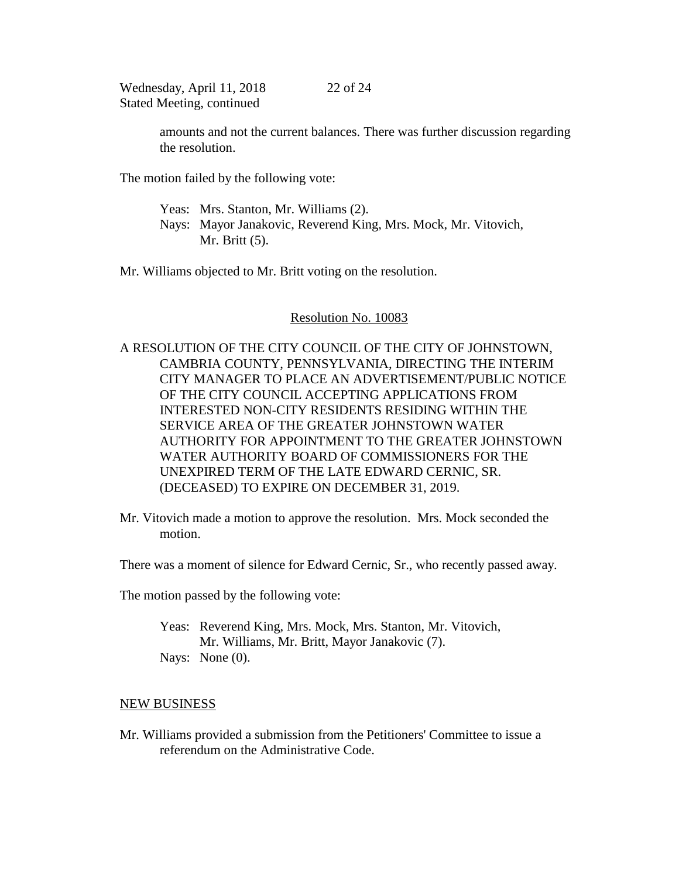amounts and not the current balances. There was further discussion regarding the resolution.

The motion failed by the following vote:

Yeas: Mrs. Stanton, Mr. Williams (2).
Nays: Mayor Janakovic, Reverend King, Mrs. Mock, Mr. Vitovich, Mr. Britt (5).

Mr. Williams objected to Mr. Britt voting on the resolution.

<u>Resolution No. 10083</u>

A RESOLUTION OF THE CITY COUNCIL OF THE CITY OF JOHNSTOWN, CAMBRIA COUNTY, PENNSYLVANIA, DIRECTING THE INTERIM CITY MANAGER TO PLACE AN ADVERTISEMENT/PUBLIC NOTICE OF THE CITY COUNCIL ACCEPTING APPLICATIONS FROM INTERESTED NON-CITY RESIDENTS RESIDING WITHIN THE SERVICE AREA OF THE GREATER JOHNSTOWN WATER AUTHORITY FOR APPOINTMENT TO THE GREATER JOHNSTOWN WATER AUTHORITY BOARD OF COMMISSIONERS FOR THE UNEXPIRED TERM OF THE LATE EDWARD CERNIC, SR. (DECEASED) TO EXPIRE ON DECEMBER 31, 2019.

Mr. Vitovich made a motion to approve the resolution. Mrs. Mock seconded the motion.

There was a moment of silence for Edward Cernic, Sr., who recently passed away.

The motion passed by the following vote:

Yeas: Reverend King, Mrs. Mock, Mrs. Stanton, Mr. Vitovich, Mr. Williams, Mr. Britt, Mayor Janakovic (7).
Nays: None (0).

<u>NEW BUSINESS</u>

Mr. Williams provided a submission from the Petitioners' Committee to issue a referendum on the Administrative Code.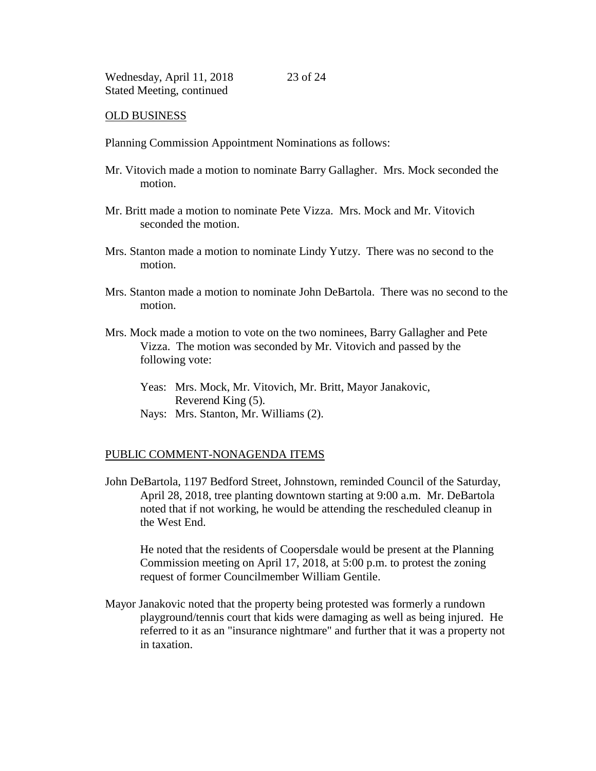## OLD BUSINESS

Planning Commission Appointment Nominations as follows:

Mr. Vitovich made a motion to nominate Barry Gallagher. Mrs. Mock seconded the motion.

Mr. Britt made a motion to nominate Pete Vizza. Mrs. Mock and Mr. Vitovich seconded the motion.

Mrs. Stanton made a motion to nominate Lindy Yutzy. There was no second to the motion.

Mrs. Stanton made a motion to nominate John DeBartola. There was no second to the motion.

Mrs. Mock made a motion to vote on the two nominees, Barry Gallagher and Pete Vizza. The motion was seconded by Mr. Vitovich and passed by the following vote:

Yeas: Mrs. Mock, Mr. Vitovich, Mr. Britt, Mayor Janakovic, Reverend King (5).
Nays: Mrs. Stanton, Mr. Williams (2).

## PUBLIC COMMENT-NONAGENDA ITEMS

John DeBartola, 1197 Bedford Street, Johnstown, reminded Council of the Saturday, April 28, 2018, tree planting downtown starting at 9:00 a.m. Mr. DeBartola noted that if not working, he would be attending the rescheduled cleanup in the West End.

He noted that the residents of Coopersdale would be present at the Planning Commission meeting on April 17, 2018, at 5:00 p.m. to protest the zoning request of former Councilmember William Gentile.

Mayor Janakovic noted that the property being protested was formerly a rundown playground/tennis court that kids were damaging as well as being injured. He referred to it as an "insurance nightmare" and further that it was a property not in taxation.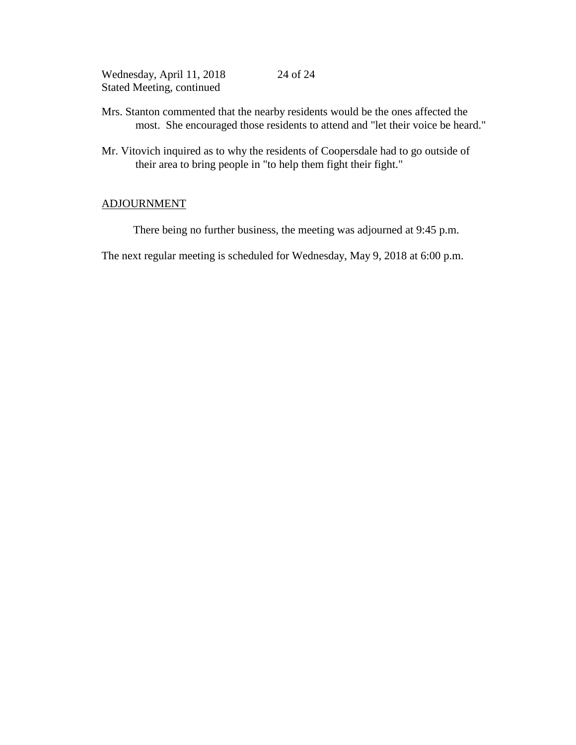Mrs. Stanton commented that the nearby residents would be the ones affected the most. She encouraged those residents to attend and "let their voice be heard."

Mr. Vitovich inquired as to why the residents of Coopersdale had to go outside of their area to bring people in "to help them fight their fight."

## ADJOURNMENT

There being no further business, the meeting was adjourned at 9:45 p.m.

The next regular meeting is scheduled for Wednesday, May 9, 2018 at 6:00 p.m.